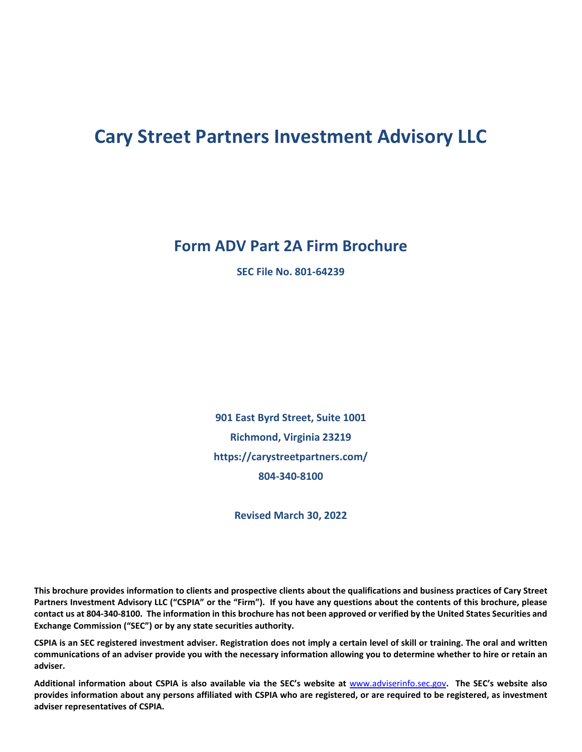# Cary Street Partners Investment Advisory LLC

## Form ADV Part 2A Firm Brochure

**SEC File No. 801-64239**

**901 East Byrd Street, Suite 1001**

**Richmond, Virginia 23219**

**https://carystreetpartners.com/**

**804-340-8100**

**Revised March 30, 2022**

**This brochure provides information to clients and prospective clients about the qualifications and business practices of Cary Street Partners Investment Advisory LLC ("CSPIA" or the "Firm"). If you have any questions about the contents of this brochure, please contact us at 804-340-8100. The information in this brochure has not been approved or verified by the United States Securities and Exchange Commission ("SEC") or by any state securities authority.**

**CSPIA is an SEC registered investment adviser. Registration does not imply a certain level of skill or training. The oral and written communications of an adviser provide you with the necessary information allowing you to determine whether to hire or retain an adviser.**

**Additional information about CSPIA is also available via the SEC's website at www.adviserinfo.sec.gov. The SEC's website also provides information about any persons affiliated with CSPIA who are registered, or are required to be registered, as investment adviser representatives of CSPIA.**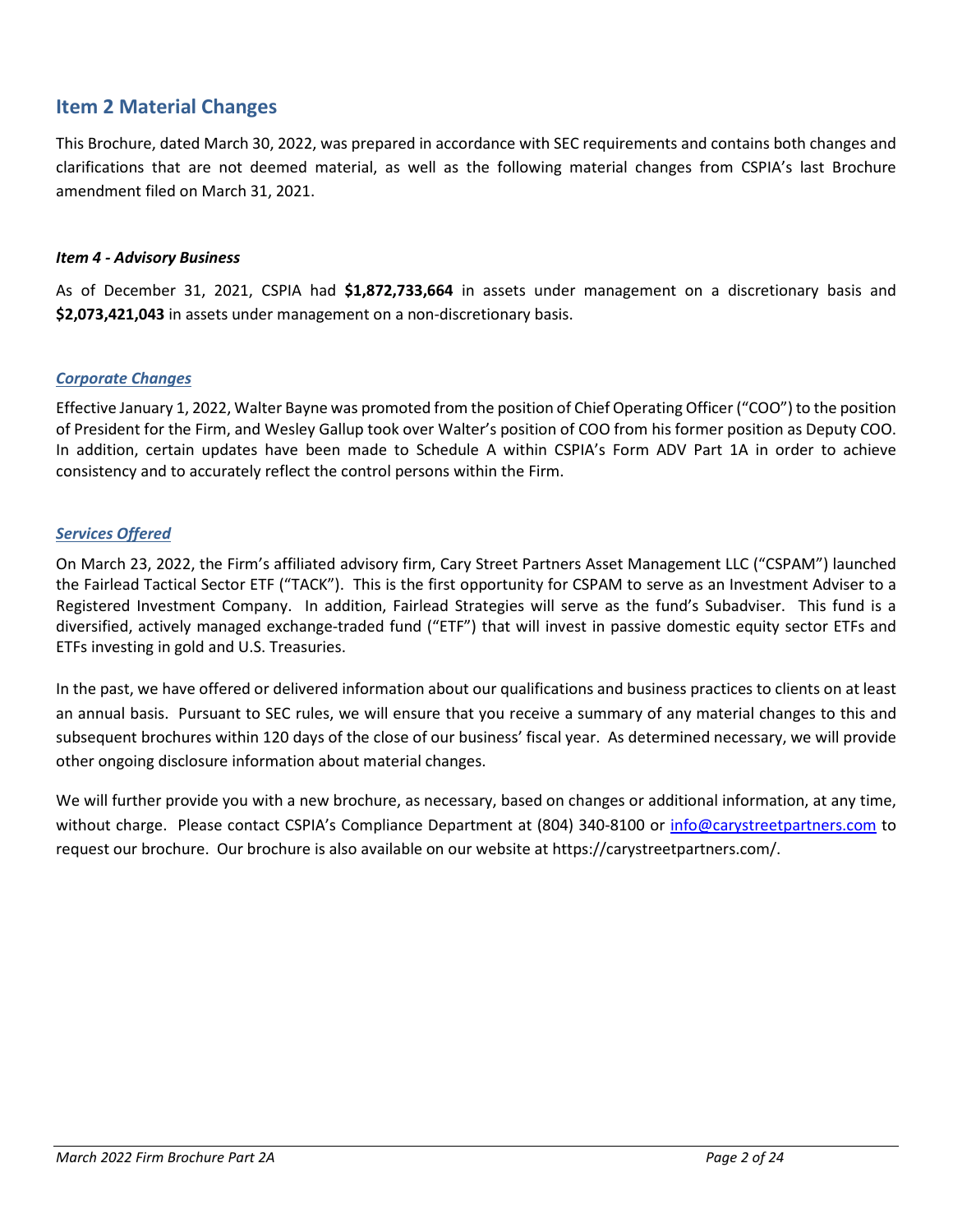## Item 2 Material Changes

This Brochure, dated March 30, 2022, was prepared in accordance with SEC requirements and contains both changes and clarifications that are not deemed material, as well as the following material changes from CSPIA's last Brochure amendment filed on March 31, 2021.

### *Item 4 - Advisory Business*

As of December 31, 2021, CSPIA had **$1,872,733,664** in assets under management on a discretionary basis and **$2,073,421,043** in assets under management on a non-discretionary basis.

#### ***Corporate Changes***

Effective January 1, 2022, Walter Bayne was promoted from the position of Chief Operating Officer ("COO") to the position of President for the Firm, and Wesley Gallup took over Walter's position of COO from his former position as Deputy COO. In addition, certain updates have been made to Schedule A within CSPIA's Form ADV Part 1A in order to achieve consistency and to accurately reflect the control persons within the Firm.

#### ***Services Offered***

On March 23, 2022, the Firm's affiliated advisory firm, Cary Street Partners Asset Management LLC ("CSPAM") launched the Fairlead Tactical Sector ETF ("TACK"). This is the first opportunity for CSPAM to serve as an Investment Adviser to a Registered Investment Company. In addition, Fairlead Strategies will serve as the fund's Subadviser. This fund is a diversified, actively managed exchange-traded fund ("ETF") that will invest in passive domestic equity sector ETFs and ETFs investing in gold and U.S. Treasuries.

In the past, we have offered or delivered information about our qualifications and business practices to clients on at least an annual basis. Pursuant to SEC rules, we will ensure that you receive a summary of any material changes to this and subsequent brochures within 120 days of the close of our business' fiscal year. As determined necessary, we will provide other ongoing disclosure information about material changes.

We will further provide you with a new brochure, as necessary, based on changes or additional information, at any time, without charge. Please contact CSPIA's Compliance Department at (804) 340-8100 or info@carystreetpartners.com to request our brochure. Our brochure is also available on our website at https://carystreetpartners.com/.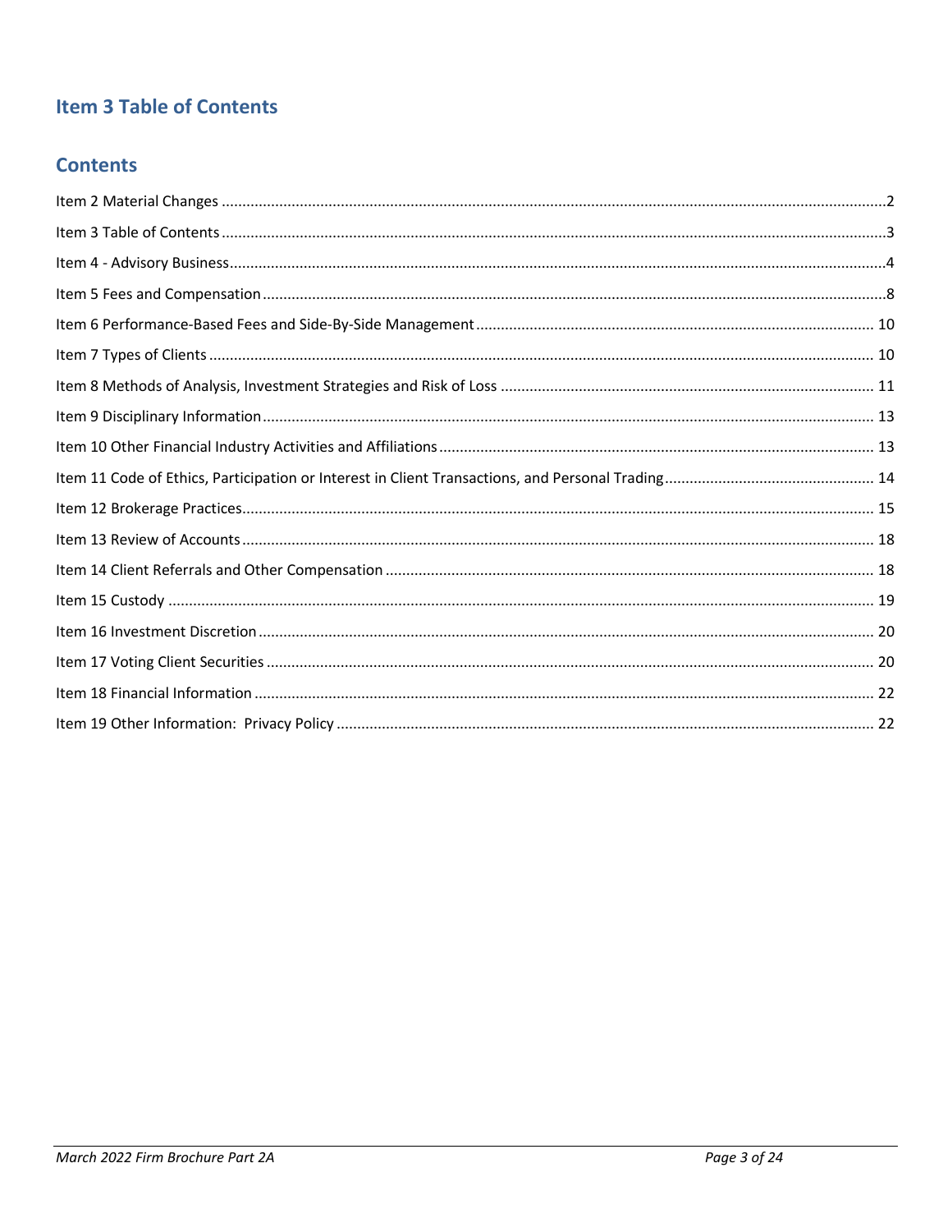## Item 3 Table of Contents

## Contents

Item 2 Material Changes ........................................................................................................................................2

Item 3 Table of Contents ........................................................................................................................................3

Item 4 - Advisory Business........................................................................................................................................4

Item 5 Fees and Compensation ........................................................................................................................................8

Item 6 Performance-Based Fees and Side-By-Side Management ........................................................................................ 10

Item 7 Types of Clients ........................................................................................................................................ 10

Item 8 Methods of Analysis, Investment Strategies and Risk of Loss ........................................................................................ 11

Item 9 Disciplinary Information ........................................................................................................................................ 13

Item 10 Other Financial Industry Activities and Affiliations ........................................................................................................ 13

Item 11 Code of Ethics, Participation or Interest in Client Transactions, and Personal Trading ........................................ 14

Item 12 Brokerage Practices........................................................................................................................................ 15

Item 13 Review of Accounts ........................................................................................................................................ 18

Item 14 Client Referrals and Other Compensation ........................................................................................................ 18

Item 15 Custody ........................................................................................................................................ 19

Item 16 Investment Discretion ........................................................................................................................................ 20

Item 17 Voting Client Securities ........................................................................................................................................ 20

Item 18 Financial Information ........................................................................................................................................ 22

Item 19 Other Information: Privacy Policy ........................................................................................................................................ 22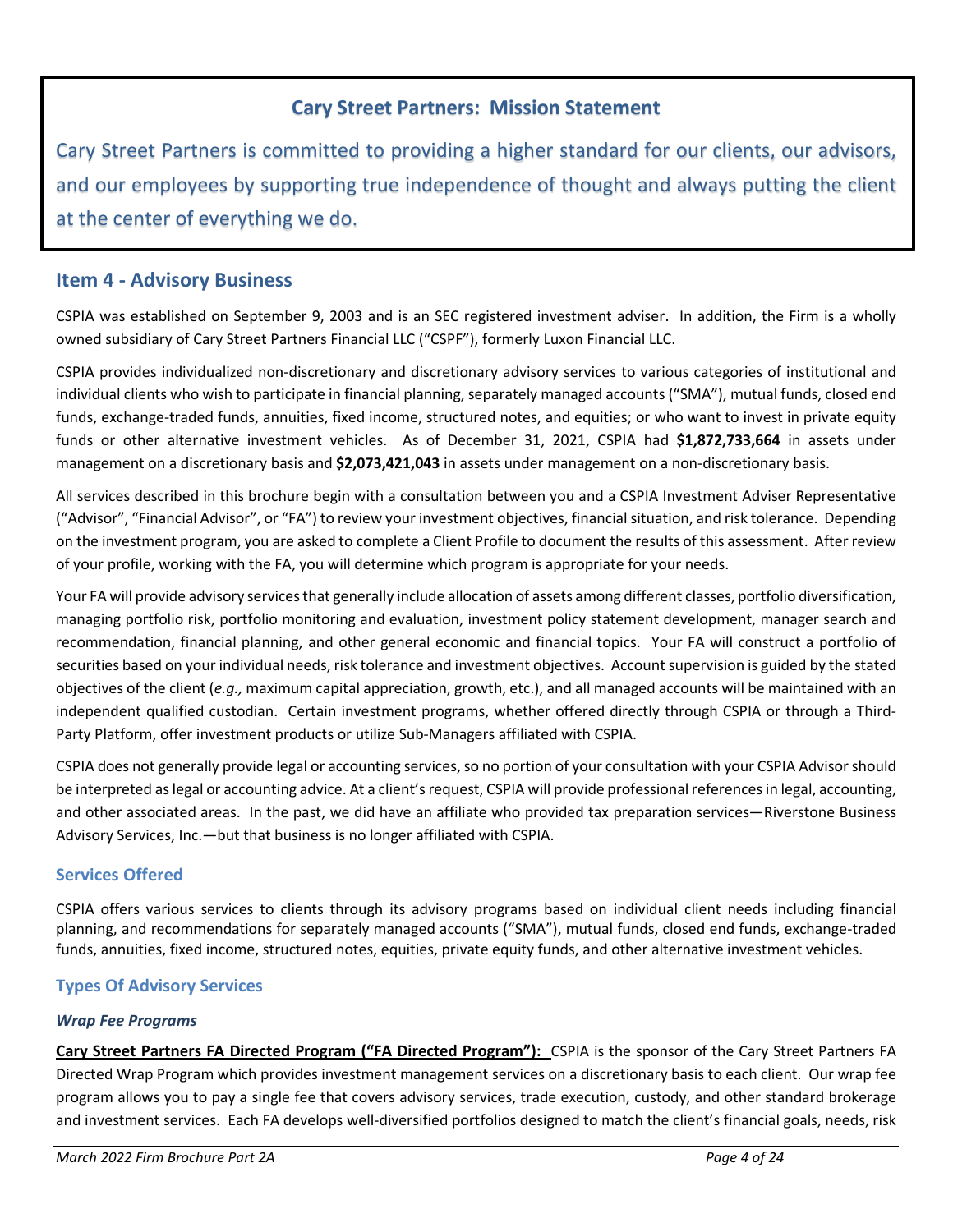## Cary Street Partners: Mission Statement

Cary Street Partners is committed to providing a higher standard for our clients, our advisors, and our employees by supporting true independence of thought and always putting the client at the center of everything we do.

## Item 4 - Advisory Business

CSPIA was established on September 9, 2003 and is an SEC registered investment adviser. In addition, the Firm is a wholly owned subsidiary of Cary Street Partners Financial LLC ("CSPF"), formerly Luxon Financial LLC.

CSPIA provides individualized non-discretionary and discretionary advisory services to various categories of institutional and individual clients who wish to participate in financial planning, separately managed accounts ("SMA"), mutual funds, closed end funds, exchange-traded funds, annuities, fixed income, structured notes, and equities; or who want to invest in private equity funds or other alternative investment vehicles. As of December 31, 2021, CSPIA had **$1,872,733,664** in assets under management on a discretionary basis and **$2,073,421,043** in assets under management on a non-discretionary basis.

All services described in this brochure begin with a consultation between you and a CSPIA Investment Adviser Representative ("Advisor", "Financial Advisor", or "FA") to review your investment objectives, financial situation, and risk tolerance. Depending on the investment program, you are asked to complete a Client Profile to document the results of this assessment. After review of your profile, working with the FA, you will determine which program is appropriate for your needs.

Your FA will provide advisory services that generally include allocation of assets among different classes, portfolio diversification, managing portfolio risk, portfolio monitoring and evaluation, investment policy statement development, manager search and recommendation, financial planning, and other general economic and financial topics. Your FA will construct a portfolio of securities based on your individual needs, risk tolerance and investment objectives. Account supervision is guided by the stated objectives of the client (*e.g.,* maximum capital appreciation, growth, etc.), and all managed accounts will be maintained with an independent qualified custodian. Certain investment programs, whether offered directly through CSPIA or through a Third-Party Platform, offer investment products or utilize Sub-Managers affiliated with CSPIA.

CSPIA does not generally provide legal or accounting services, so no portion of your consultation with your CSPIA Advisor should be interpreted as legal or accounting advice. At a client's request, CSPIA will provide professional references in legal, accounting, and other associated areas. In the past, we did have an affiliate who provided tax preparation services—Riverstone Business Advisory Services, Inc.—but that business is no longer affiliated with CSPIA.

### Services Offered

CSPIA offers various services to clients through its advisory programs based on individual client needs including financial planning, and recommendations for separately managed accounts ("SMA"), mutual funds, closed end funds, exchange-traded funds, annuities, fixed income, structured notes, equities, private equity funds, and other alternative investment vehicles.

### Types Of Advisory Services

#### *Wrap Fee Programs*

**Cary Street Partners FA Directed Program ("FA Directed Program"):** CSPIA is the sponsor of the Cary Street Partners FA Directed Wrap Program which provides investment management services on a discretionary basis to each client. Our wrap fee program allows you to pay a single fee that covers advisory services, trade execution, custody, and other standard brokerage and investment services. Each FA develops well-diversified portfolios designed to match the client's financial goals, needs, risk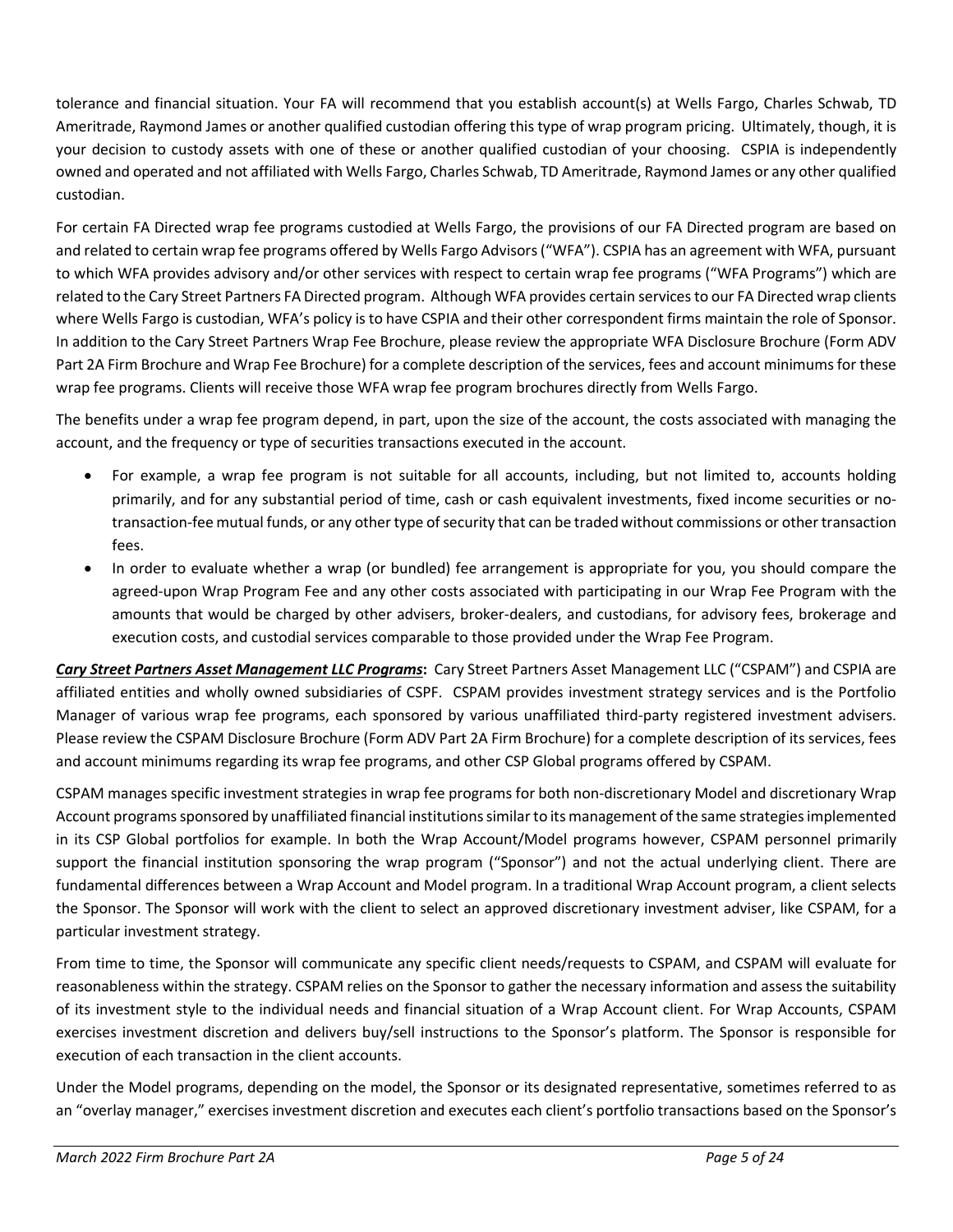tolerance and financial situation. Your FA will recommend that you establish account(s) at Wells Fargo, Charles Schwab, TD Ameritrade, Raymond James or another qualified custodian offering this type of wrap program pricing. Ultimately, though, it is your decision to custody assets with one of these or another qualified custodian of your choosing. CSPIA is independently owned and operated and not affiliated with Wells Fargo, Charles Schwab, TD Ameritrade, Raymond James or any other qualified custodian.

For certain FA Directed wrap fee programs custodied at Wells Fargo, the provisions of our FA Directed program are based on and related to certain wrap fee programs offered by Wells Fargo Advisors ("WFA"). CSPIA has an agreement with WFA, pursuant to which WFA provides advisory and/or other services with respect to certain wrap fee programs ("WFA Programs") which are related to the Cary Street Partners FA Directed program. Although WFA provides certain services to our FA Directed wrap clients where Wells Fargo is custodian, WFA's policy is to have CSPIA and their other correspondent firms maintain the role of Sponsor. In addition to the Cary Street Partners Wrap Fee Brochure, please review the appropriate WFA Disclosure Brochure (Form ADV Part 2A Firm Brochure and Wrap Fee Brochure) for a complete description of the services, fees and account minimums for these wrap fee programs. Clients will receive those WFA wrap fee program brochures directly from Wells Fargo.

The benefits under a wrap fee program depend, in part, upon the size of the account, the costs associated with managing the account, and the frequency or type of securities transactions executed in the account.

- For example, a wrap fee program is not suitable for all accounts, including, but not limited to, accounts holding primarily, and for any substantial period of time, cash or cash equivalent investments, fixed income securities or no-transaction-fee mutual funds, or any other type of security that can be traded without commissions or other transaction fees.
- In order to evaluate whether a wrap (or bundled) fee arrangement is appropriate for you, you should compare the agreed-upon Wrap Program Fee and any other costs associated with participating in our Wrap Fee Program with the amounts that would be charged by other advisers, broker-dealers, and custodians, for advisory fees, brokerage and execution costs, and custodial services comparable to those provided under the Wrap Fee Program.

***Cary Street Partners Asset Management LLC Programs*:** Cary Street Partners Asset Management LLC ("CSPAM") and CSPIA are affiliated entities and wholly owned subsidiaries of CSPF. CSPAM provides investment strategy services and is the Portfolio Manager of various wrap fee programs, each sponsored by various unaffiliated third-party registered investment advisers. Please review the CSPAM Disclosure Brochure (Form ADV Part 2A Firm Brochure) for a complete description of its services, fees and account minimums regarding its wrap fee programs, and other CSP Global programs offered by CSPAM.

CSPAM manages specific investment strategies in wrap fee programs for both non-discretionary Model and discretionary Wrap Account programs sponsored by unaffiliated financial institutions similar to its management of the same strategies implemented in its CSP Global portfolios for example. In both the Wrap Account/Model programs however, CSPAM personnel primarily support the financial institution sponsoring the wrap program ("Sponsor") and not the actual underlying client. There are fundamental differences between a Wrap Account and Model program. In a traditional Wrap Account program, a client selects the Sponsor. The Sponsor will work with the client to select an approved discretionary investment adviser, like CSPAM, for a particular investment strategy.

From time to time, the Sponsor will communicate any specific client needs/requests to CSPAM, and CSPAM will evaluate for reasonableness within the strategy. CSPAM relies on the Sponsor to gather the necessary information and assess the suitability of its investment style to the individual needs and financial situation of a Wrap Account client. For Wrap Accounts, CSPAM exercises investment discretion and delivers buy/sell instructions to the Sponsor's platform. The Sponsor is responsible for execution of each transaction in the client accounts.

Under the Model programs, depending on the model, the Sponsor or its designated representative, sometimes referred to as an "overlay manager," exercises investment discretion and executes each client's portfolio transactions based on the Sponsor's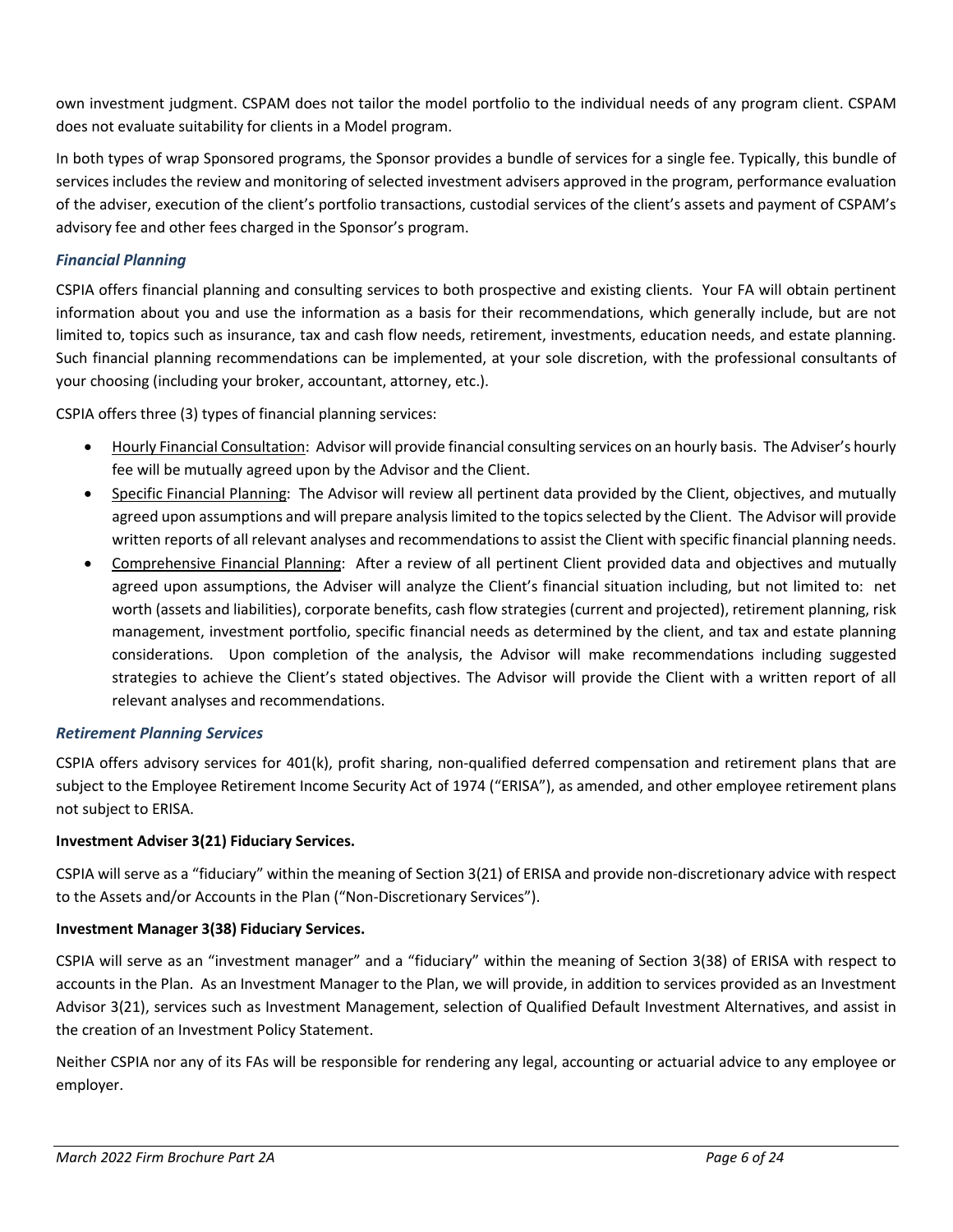own investment judgment. CSPAM does not tailor the model portfolio to the individual needs of any program client. CSPAM does not evaluate suitability for clients in a Model program.

In both types of wrap Sponsored programs, the Sponsor provides a bundle of services for a single fee. Typically, this bundle of services includes the review and monitoring of selected investment advisers approved in the program, performance evaluation of the adviser, execution of the client's portfolio transactions, custodial services of the client's assets and payment of CSPAM's advisory fee and other fees charged in the Sponsor's program.

### *Financial Planning*

CSPIA offers financial planning and consulting services to both prospective and existing clients. Your FA will obtain pertinent information about you and use the information as a basis for their recommendations, which generally include, but are not limited to, topics such as insurance, tax and cash flow needs, retirement, investments, education needs, and estate planning. Such financial planning recommendations can be implemented, at your sole discretion, with the professional consultants of your choosing (including your broker, accountant, attorney, etc.).

CSPIA offers three (3) types of financial planning services:

- <u>Hourly Financial Consultation</u>: Advisor will provide financial consulting services on an hourly basis. The Adviser's hourly fee will be mutually agreed upon by the Advisor and the Client.
- <u>Specific Financial Planning</u>: The Advisor will review all pertinent data provided by the Client, objectives, and mutually agreed upon assumptions and will prepare analysis limited to the topics selected by the Client. The Advisor will provide written reports of all relevant analyses and recommendations to assist the Client with specific financial planning needs.
- <u>Comprehensive Financial Planning</u>: After a review of all pertinent Client provided data and objectives and mutually agreed upon assumptions, the Adviser will analyze the Client's financial situation including, but not limited to: net worth (assets and liabilities), corporate benefits, cash flow strategies (current and projected), retirement planning, risk management, investment portfolio, specific financial needs as determined by the client, and tax and estate planning considerations. Upon completion of the analysis, the Advisor will make recommendations including suggested strategies to achieve the Client's stated objectives. The Advisor will provide the Client with a written report of all relevant analyses and recommendations.

### *Retirement Planning Services*

CSPIA offers advisory services for 401(k), profit sharing, non-qualified deferred compensation and retirement plans that are subject to the Employee Retirement Income Security Act of 1974 ("ERISA"), as amended, and other employee retirement plans not subject to ERISA.

**Investment Adviser 3(21) Fiduciary Services.**

CSPIA will serve as a "fiduciary" within the meaning of Section 3(21) of ERISA and provide non-discretionary advice with respect to the Assets and/or Accounts in the Plan ("Non-Discretionary Services").

**Investment Manager 3(38) Fiduciary Services.**

CSPIA will serve as an "investment manager" and a "fiduciary" within the meaning of Section 3(38) of ERISA with respect to accounts in the Plan. As an Investment Manager to the Plan, we will provide, in addition to services provided as an Investment Advisor 3(21), services such as Investment Management, selection of Qualified Default Investment Alternatives, and assist in the creation of an Investment Policy Statement.

Neither CSPIA nor any of its FAs will be responsible for rendering any legal, accounting or actuarial advice to any employee or employer.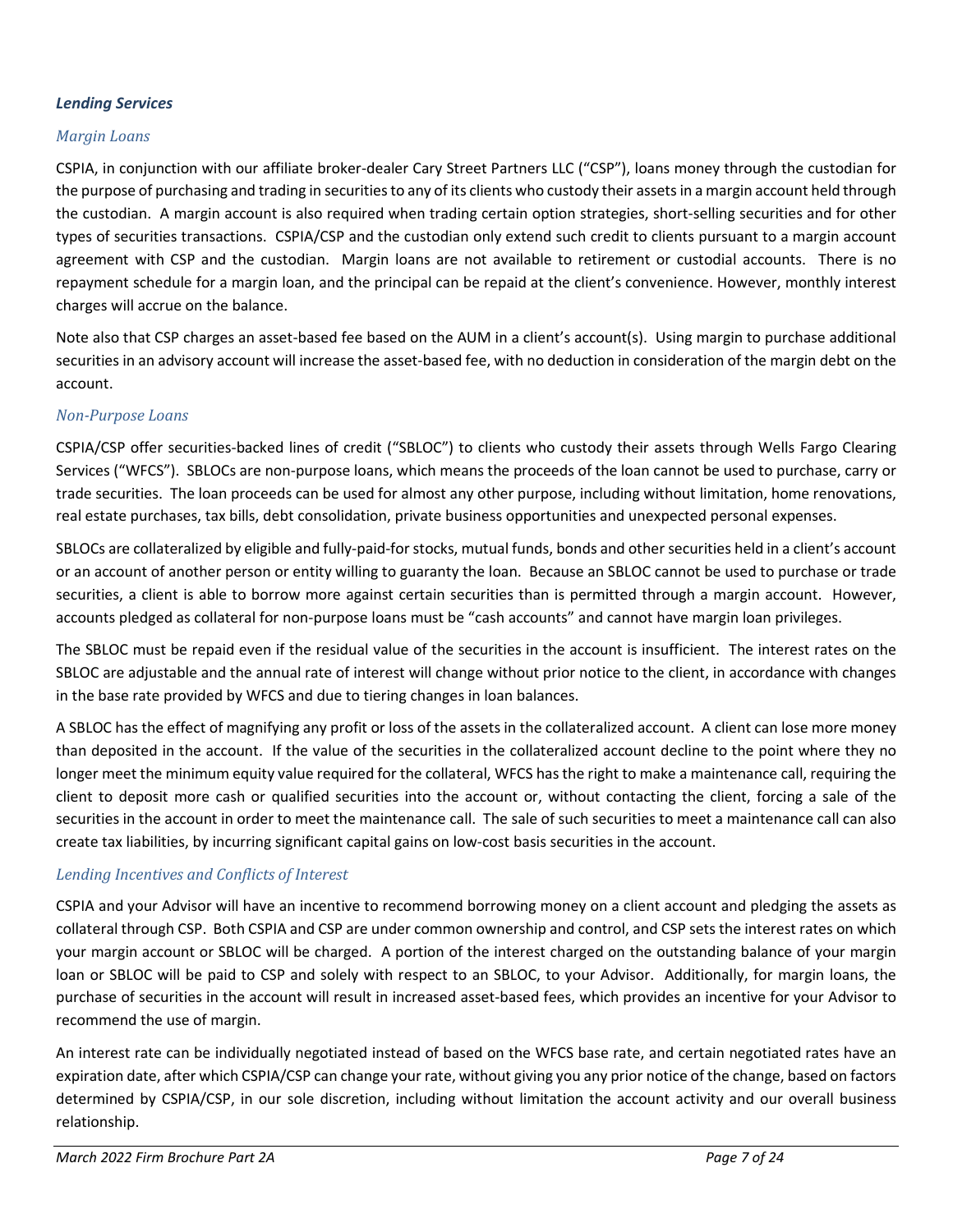### *Lending Services*

#### *Margin Loans*

CSPIA, in conjunction with our affiliate broker-dealer Cary Street Partners LLC ("CSP"), loans money through the custodian for the purpose of purchasing and trading in securities to any of its clients who custody their assets in a margin account held through the custodian. A margin account is also required when trading certain option strategies, short-selling securities and for other types of securities transactions. CSPIA/CSP and the custodian only extend such credit to clients pursuant to a margin account agreement with CSP and the custodian. Margin loans are not available to retirement or custodial accounts. There is no repayment schedule for a margin loan, and the principal can be repaid at the client's convenience. However, monthly interest charges will accrue on the balance.

Note also that CSP charges an asset-based fee based on the AUM in a client's account(s). Using margin to purchase additional securities in an advisory account will increase the asset-based fee, with no deduction in consideration of the margin debt on the account.

#### *Non-Purpose Loans*

CSPIA/CSP offer securities-backed lines of credit ("SBLOC") to clients who custody their assets through Wells Fargo Clearing Services ("WFCS"). SBLOCs are non-purpose loans, which means the proceeds of the loan cannot be used to purchase, carry or trade securities. The loan proceeds can be used for almost any other purpose, including without limitation, home renovations, real estate purchases, tax bills, debt consolidation, private business opportunities and unexpected personal expenses.

SBLOCs are collateralized by eligible and fully-paid-for stocks, mutual funds, bonds and other securities held in a client's account or an account of another person or entity willing to guaranty the loan. Because an SBLOC cannot be used to purchase or trade securities, a client is able to borrow more against certain securities than is permitted through a margin account. However, accounts pledged as collateral for non-purpose loans must be "cash accounts" and cannot have margin loan privileges.

The SBLOC must be repaid even if the residual value of the securities in the account is insufficient. The interest rates on the SBLOC are adjustable and the annual rate of interest will change without prior notice to the client, in accordance with changes in the base rate provided by WFCS and due to tiering changes in loan balances.

A SBLOC has the effect of magnifying any profit or loss of the assets in the collateralized account. A client can lose more money than deposited in the account. If the value of the securities in the collateralized account decline to the point where they no longer meet the minimum equity value required for the collateral, WFCS has the right to make a maintenance call, requiring the client to deposit more cash or qualified securities into the account or, without contacting the client, forcing a sale of the securities in the account in order to meet the maintenance call. The sale of such securities to meet a maintenance call can also create tax liabilities, by incurring significant capital gains on low-cost basis securities in the account.

#### *Lending Incentives and Conflicts of Interest*

CSPIA and your Advisor will have an incentive to recommend borrowing money on a client account and pledging the assets as collateral through CSP. Both CSPIA and CSP are under common ownership and control, and CSP sets the interest rates on which your margin account or SBLOC will be charged. A portion of the interest charged on the outstanding balance of your margin loan or SBLOC will be paid to CSP and solely with respect to an SBLOC, to your Advisor. Additionally, for margin loans, the purchase of securities in the account will result in increased asset-based fees, which provides an incentive for your Advisor to recommend the use of margin.

An interest rate can be individually negotiated instead of based on the WFCS base rate, and certain negotiated rates have an expiration date, after which CSPIA/CSP can change your rate, without giving you any prior notice of the change, based on factors determined by CSPIA/CSP, in our sole discretion, including without limitation the account activity and our overall business relationship.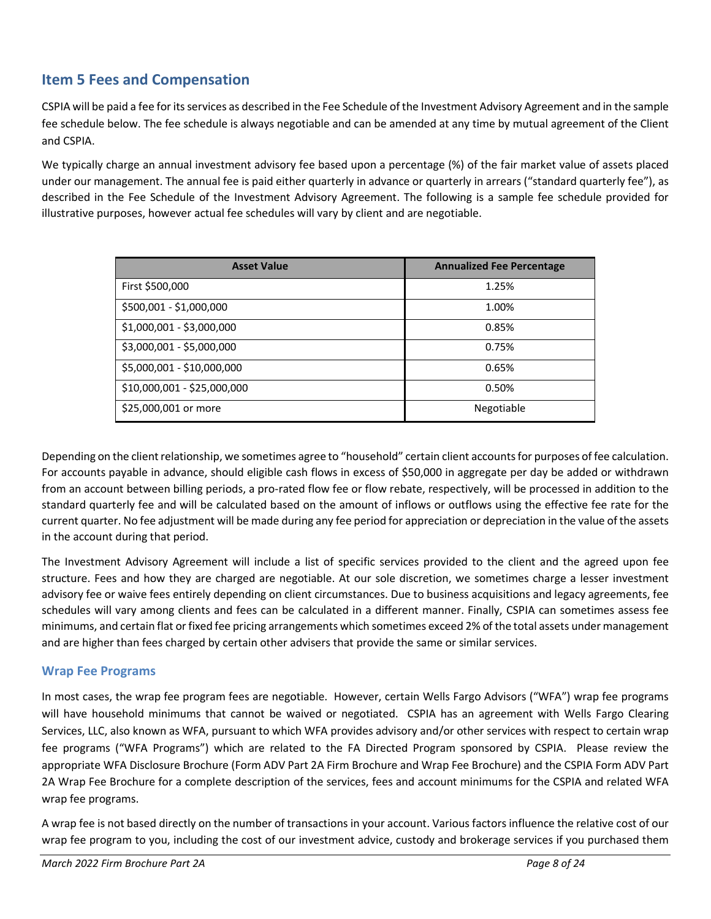## Item 5 Fees and Compensation

CSPIA will be paid a fee for its services as described in the Fee Schedule of the Investment Advisory Agreement and in the sample fee schedule below. The fee schedule is always negotiable and can be amended at any time by mutual agreement of the Client and CSPIA.

We typically charge an annual investment advisory fee based upon a percentage (%) of the fair market value of assets placed under our management. The annual fee is paid either quarterly in advance or quarterly in arrears ("standard quarterly fee"), as described in the Fee Schedule of the Investment Advisory Agreement. The following is a sample fee schedule provided for illustrative purposes, however actual fee schedules will vary by client and are negotiable.

| Asset Value | Annualized Fee Percentage |
|---|---|
| First $500,000 | 1.25% |
| $500,001 - $1,000,000 | 1.00% |
| $1,000,001 - $3,000,000 | 0.85% |
| $3,000,001 - $5,000,000 | 0.75% |
| $5,000,001 - $10,000,000 | 0.65% |
| $10,000,001 - $25,000,000 | 0.50% |
| $25,000,001 or more | Negotiable |

Depending on the client relationship, we sometimes agree to "household" certain client accounts for purposes of fee calculation. For accounts payable in advance, should eligible cash flows in excess of $50,000 in aggregate per day be added or withdrawn from an account between billing periods, a pro-rated flow fee or flow rebate, respectively, will be processed in addition to the standard quarterly fee and will be calculated based on the amount of inflows or outflows using the effective fee rate for the current quarter. No fee adjustment will be made during any fee period for appreciation or depreciation in the value of the assets in the account during that period.

The Investment Advisory Agreement will include a list of specific services provided to the client and the agreed upon fee structure. Fees and how they are charged are negotiable. At our sole discretion, we sometimes charge a lesser investment advisory fee or waive fees entirely depending on client circumstances. Due to business acquisitions and legacy agreements, fee schedules will vary among clients and fees can be calculated in a different manner. Finally, CSPIA can sometimes assess fee minimums, and certain flat or fixed fee pricing arrangements which sometimes exceed 2% of the total assets under management and are higher than fees charged by certain other advisers that provide the same or similar services.

### Wrap Fee Programs

In most cases, the wrap fee program fees are negotiable. However, certain Wells Fargo Advisors ("WFA") wrap fee programs will have household minimums that cannot be waived or negotiated. CSPIA has an agreement with Wells Fargo Clearing Services, LLC, also known as WFA, pursuant to which WFA provides advisory and/or other services with respect to certain wrap fee programs ("WFA Programs") which are related to the FA Directed Program sponsored by CSPIA. Please review the appropriate WFA Disclosure Brochure (Form ADV Part 2A Firm Brochure and Wrap Fee Brochure) and the CSPIA Form ADV Part 2A Wrap Fee Brochure for a complete description of the services, fees and account minimums for the CSPIA and related WFA wrap fee programs.

A wrap fee is not based directly on the number of transactions in your account. Various factors influence the relative cost of our wrap fee program to you, including the cost of our investment advice, custody and brokerage services if you purchased them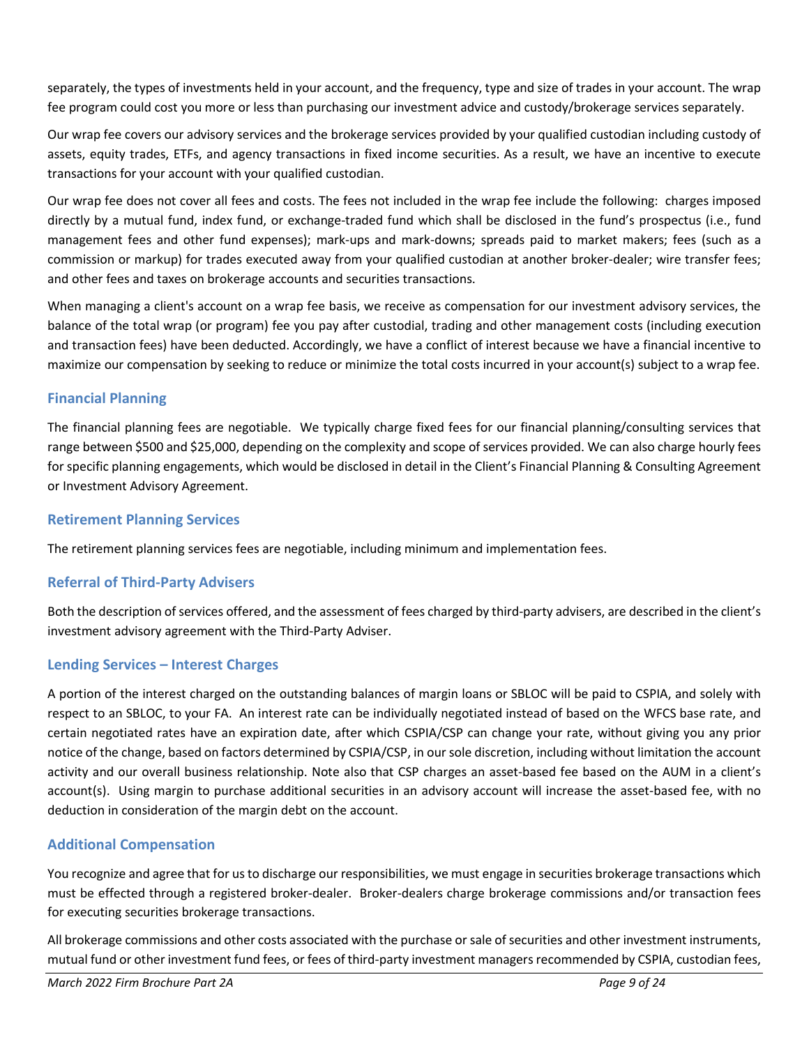separately, the types of investments held in your account, and the frequency, type and size of trades in your account. The wrap fee program could cost you more or less than purchasing our investment advice and custody/brokerage services separately.

Our wrap fee covers our advisory services and the brokerage services provided by your qualified custodian including custody of assets, equity trades, ETFs, and agency transactions in fixed income securities. As a result, we have an incentive to execute transactions for your account with your qualified custodian.

Our wrap fee does not cover all fees and costs. The fees not included in the wrap fee include the following: charges imposed directly by a mutual fund, index fund, or exchange-traded fund which shall be disclosed in the fund's prospectus (i.e., fund management fees and other fund expenses); mark-ups and mark-downs; spreads paid to market makers; fees (such as a commission or markup) for trades executed away from your qualified custodian at another broker-dealer; wire transfer fees; and other fees and taxes on brokerage accounts and securities transactions.

When managing a client's account on a wrap fee basis, we receive as compensation for our investment advisory services, the balance of the total wrap (or program) fee you pay after custodial, trading and other management costs (including execution and transaction fees) have been deducted. Accordingly, we have a conflict of interest because we have a financial incentive to maximize our compensation by seeking to reduce or minimize the total costs incurred in your account(s) subject to a wrap fee.

### Financial Planning

The financial planning fees are negotiable. We typically charge fixed fees for our financial planning/consulting services that range between $500 and $25,000, depending on the complexity and scope of services provided. We can also charge hourly fees for specific planning engagements, which would be disclosed in detail in the Client's Financial Planning & Consulting Agreement or Investment Advisory Agreement.

### Retirement Planning Services

The retirement planning services fees are negotiable, including minimum and implementation fees.

### Referral of Third-Party Advisers

Both the description of services offered, and the assessment of fees charged by third-party advisers, are described in the client's investment advisory agreement with the Third-Party Adviser.

### Lending Services – Interest Charges

A portion of the interest charged on the outstanding balances of margin loans or SBLOC will be paid to CSPIA, and solely with respect to an SBLOC, to your FA. An interest rate can be individually negotiated instead of based on the WFCS base rate, and certain negotiated rates have an expiration date, after which CSPIA/CSP can change your rate, without giving you any prior notice of the change, based on factors determined by CSPIA/CSP, in our sole discretion, including without limitation the account activity and our overall business relationship. Note also that CSP charges an asset-based fee based on the AUM in a client's account(s). Using margin to purchase additional securities in an advisory account will increase the asset-based fee, with no deduction in consideration of the margin debt on the account.

### Additional Compensation

You recognize and agree that for us to discharge our responsibilities, we must engage in securities brokerage transactions which must be effected through a registered broker-dealer. Broker-dealers charge brokerage commissions and/or transaction fees for executing securities brokerage transactions.

All brokerage commissions and other costs associated with the purchase or sale of securities and other investment instruments, mutual fund or other investment fund fees, or fees of third-party investment managers recommended by CSPIA, custodian fees,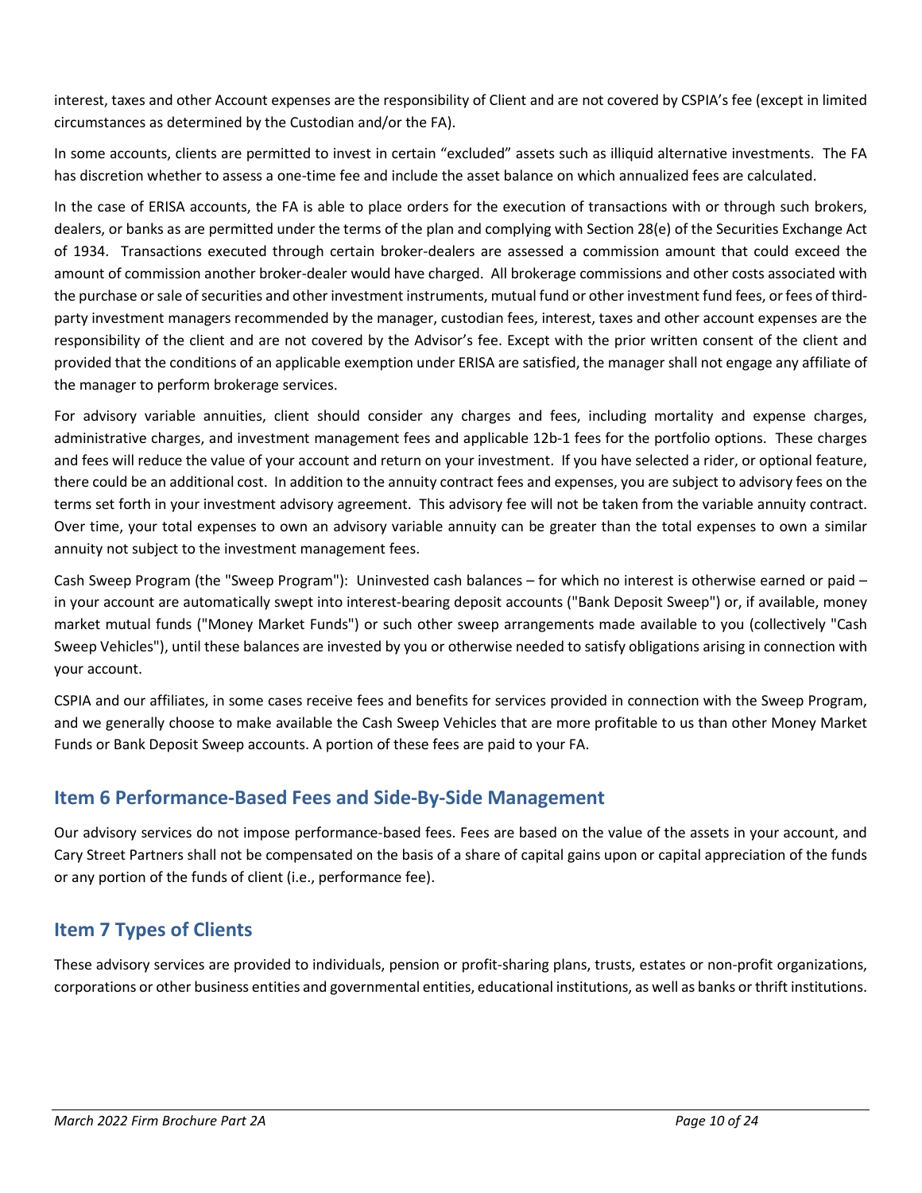interest, taxes and other Account expenses are the responsibility of Client and are not covered by CSPIA's fee (except in limited circumstances as determined by the Custodian and/or the FA).

In some accounts, clients are permitted to invest in certain "excluded" assets such as illiquid alternative investments. The FA has discretion whether to assess a one-time fee and include the asset balance on which annualized fees are calculated.

In the case of ERISA accounts, the FA is able to place orders for the execution of transactions with or through such brokers, dealers, or banks as are permitted under the terms of the plan and complying with Section 28(e) of the Securities Exchange Act of 1934. Transactions executed through certain broker-dealers are assessed a commission amount that could exceed the amount of commission another broker-dealer would have charged. All brokerage commissions and other costs associated with the purchase or sale of securities and other investment instruments, mutual fund or other investment fund fees, or fees of third-party investment managers recommended by the manager, custodian fees, interest, taxes and other account expenses are the responsibility of the client and are not covered by the Advisor's fee. Except with the prior written consent of the client and provided that the conditions of an applicable exemption under ERISA are satisfied, the manager shall not engage any affiliate of the manager to perform brokerage services.

For advisory variable annuities, client should consider any charges and fees, including mortality and expense charges, administrative charges, and investment management fees and applicable 12b-1 fees for the portfolio options. These charges and fees will reduce the value of your account and return on your investment. If you have selected a rider, or optional feature, there could be an additional cost. In addition to the annuity contract fees and expenses, you are subject to advisory fees on the terms set forth in your investment advisory agreement. This advisory fee will not be taken from the variable annuity contract. Over time, your total expenses to own an advisory variable annuity can be greater than the total expenses to own a similar annuity not subject to the investment management fees.

Cash Sweep Program (the "Sweep Program"): Uninvested cash balances – for which no interest is otherwise earned or paid – in your account are automatically swept into interest-bearing deposit accounts ("Bank Deposit Sweep") or, if available, money market mutual funds ("Money Market Funds") or such other sweep arrangements made available to you (collectively "Cash Sweep Vehicles"), until these balances are invested by you or otherwise needed to satisfy obligations arising in connection with your account.

CSPIA and our affiliates, in some cases receive fees and benefits for services provided in connection with the Sweep Program, and we generally choose to make available the Cash Sweep Vehicles that are more profitable to us than other Money Market Funds or Bank Deposit Sweep accounts. A portion of these fees are paid to your FA.

## Item 6 Performance-Based Fees and Side-By-Side Management

Our advisory services do not impose performance-based fees. Fees are based on the value of the assets in your account, and Cary Street Partners shall not be compensated on the basis of a share of capital gains upon or capital appreciation of the funds or any portion of the funds of client (i.e., performance fee).

## Item 7 Types of Clients

These advisory services are provided to individuals, pension or profit-sharing plans, trusts, estates or non-profit organizations, corporations or other business entities and governmental entities, educational institutions, as well as banks or thrift institutions.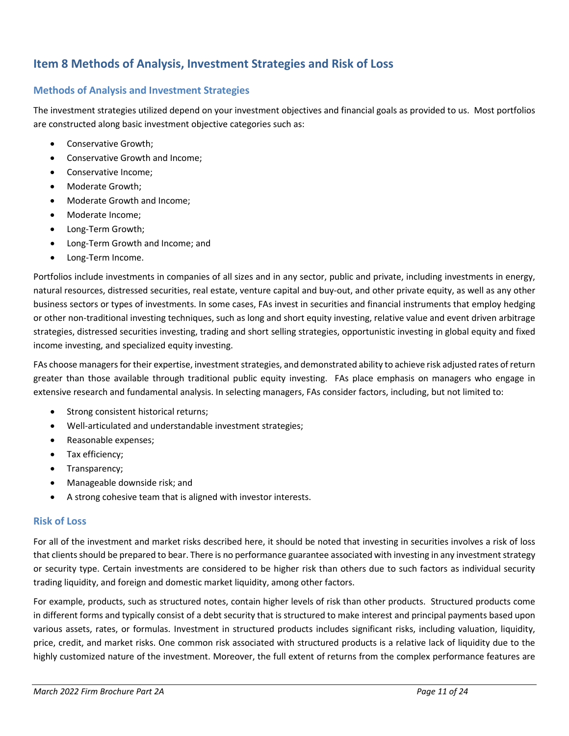## Item 8 Methods of Analysis, Investment Strategies and Risk of Loss

### Methods of Analysis and Investment Strategies

The investment strategies utilized depend on your investment objectives and financial goals as provided to us. Most portfolios are constructed along basic investment objective categories such as:

- Conservative Growth;
- Conservative Growth and Income;
- Conservative Income;
- Moderate Growth;
- Moderate Growth and Income;
- Moderate Income;
- Long-Term Growth;
- Long-Term Growth and Income; and
- Long-Term Income.

Portfolios include investments in companies of all sizes and in any sector, public and private, including investments in energy, natural resources, distressed securities, real estate, venture capital and buy-out, and other private equity, as well as any other business sectors or types of investments. In some cases, FAs invest in securities and financial instruments that employ hedging or other non-traditional investing techniques, such as long and short equity investing, relative value and event driven arbitrage strategies, distressed securities investing, trading and short selling strategies, opportunistic investing in global equity and fixed income investing, and specialized equity investing.

FAs choose managers for their expertise, investment strategies, and demonstrated ability to achieve risk adjusted rates of return greater than those available through traditional public equity investing. FAs place emphasis on managers who engage in extensive research and fundamental analysis. In selecting managers, FAs consider factors, including, but not limited to:

- Strong consistent historical returns;
- Well-articulated and understandable investment strategies;
- Reasonable expenses;
- Tax efficiency;
- Transparency;
- Manageable downside risk; and
- A strong cohesive team that is aligned with investor interests.

### Risk of Loss

For all of the investment and market risks described here, it should be noted that investing in securities involves a risk of loss that clients should be prepared to bear. There is no performance guarantee associated with investing in any investment strategy or security type. Certain investments are considered to be higher risk than others due to such factors as individual security trading liquidity, and foreign and domestic market liquidity, among other factors.

For example, products, such as structured notes, contain higher levels of risk than other products. Structured products come in different forms and typically consist of a debt security that is structured to make interest and principal payments based upon various assets, rates, or formulas. Investment in structured products includes significant risks, including valuation, liquidity, price, credit, and market risks. One common risk associated with structured products is a relative lack of liquidity due to the highly customized nature of the investment. Moreover, the full extent of returns from the complex performance features are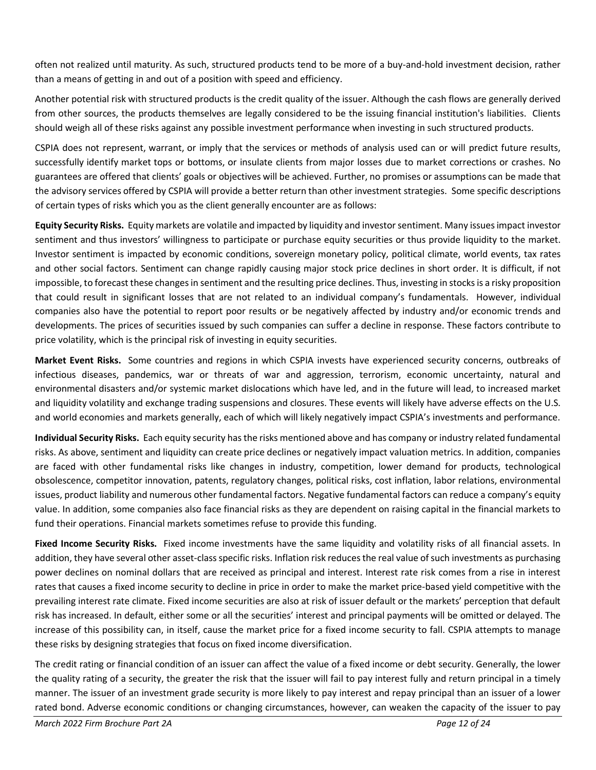often not realized until maturity. As such, structured products tend to be more of a buy-and-hold investment decision, rather than a means of getting in and out of a position with speed and efficiency.

Another potential risk with structured products is the credit quality of the issuer. Although the cash flows are generally derived from other sources, the products themselves are legally considered to be the issuing financial institution's liabilities. Clients should weigh all of these risks against any possible investment performance when investing in such structured products.

CSPIA does not represent, warrant, or imply that the services or methods of analysis used can or will predict future results, successfully identify market tops or bottoms, or insulate clients from major losses due to market corrections or crashes. No guarantees are offered that clients' goals or objectives will be achieved. Further, no promises or assumptions can be made that the advisory services offered by CSPIA will provide a better return than other investment strategies. Some specific descriptions of certain types of risks which you as the client generally encounter are as follows:

**Equity Security Risks.** Equity markets are volatile and impacted by liquidity and investor sentiment. Many issues impact investor sentiment and thus investors' willingness to participate or purchase equity securities or thus provide liquidity to the market. Investor sentiment is impacted by economic conditions, sovereign monetary policy, political climate, world events, tax rates and other social factors. Sentiment can change rapidly causing major stock price declines in short order. It is difficult, if not impossible, to forecast these changes in sentiment and the resulting price declines. Thus, investing in stocks is a risky proposition that could result in significant losses that are not related to an individual company's fundamentals. However, individual companies also have the potential to report poor results or be negatively affected by industry and/or economic trends and developments. The prices of securities issued by such companies can suffer a decline in response. These factors contribute to price volatility, which is the principal risk of investing in equity securities.

**Market Event Risks.** Some countries and regions in which CSPIA invests have experienced security concerns, outbreaks of infectious diseases, pandemics, war or threats of war and aggression, terrorism, economic uncertainty, natural and environmental disasters and/or systemic market dislocations which have led, and in the future will lead, to increased market and liquidity volatility and exchange trading suspensions and closures. These events will likely have adverse effects on the U.S. and world economies and markets generally, each of which will likely negatively impact CSPIA's investments and performance.

**Individual Security Risks.** Each equity security has the risks mentioned above and has company or industry related fundamental risks. As above, sentiment and liquidity can create price declines or negatively impact valuation metrics. In addition, companies are faced with other fundamental risks like changes in industry, competition, lower demand for products, technological obsolescence, competitor innovation, patents, regulatory changes, political risks, cost inflation, labor relations, environmental issues, product liability and numerous other fundamental factors. Negative fundamental factors can reduce a company's equity value. In addition, some companies also face financial risks as they are dependent on raising capital in the financial markets to fund their operations. Financial markets sometimes refuse to provide this funding.

**Fixed Income Security Risks.** Fixed income investments have the same liquidity and volatility risks of all financial assets. In addition, they have several other asset-class specific risks. Inflation risk reduces the real value of such investments as purchasing power declines on nominal dollars that are received as principal and interest. Interest rate risk comes from a rise in interest rates that causes a fixed income security to decline in price in order to make the market price-based yield competitive with the prevailing interest rate climate. Fixed income securities are also at risk of issuer default or the markets' perception that default risk has increased. In default, either some or all the securities' interest and principal payments will be omitted or delayed. The increase of this possibility can, in itself, cause the market price for a fixed income security to fall. CSPIA attempts to manage these risks by designing strategies that focus on fixed income diversification.

The credit rating or financial condition of an issuer can affect the value of a fixed income or debt security. Generally, the lower the quality rating of a security, the greater the risk that the issuer will fail to pay interest fully and return principal in a timely manner. The issuer of an investment grade security is more likely to pay interest and repay principal than an issuer of a lower rated bond. Adverse economic conditions or changing circumstances, however, can weaken the capacity of the issuer to pay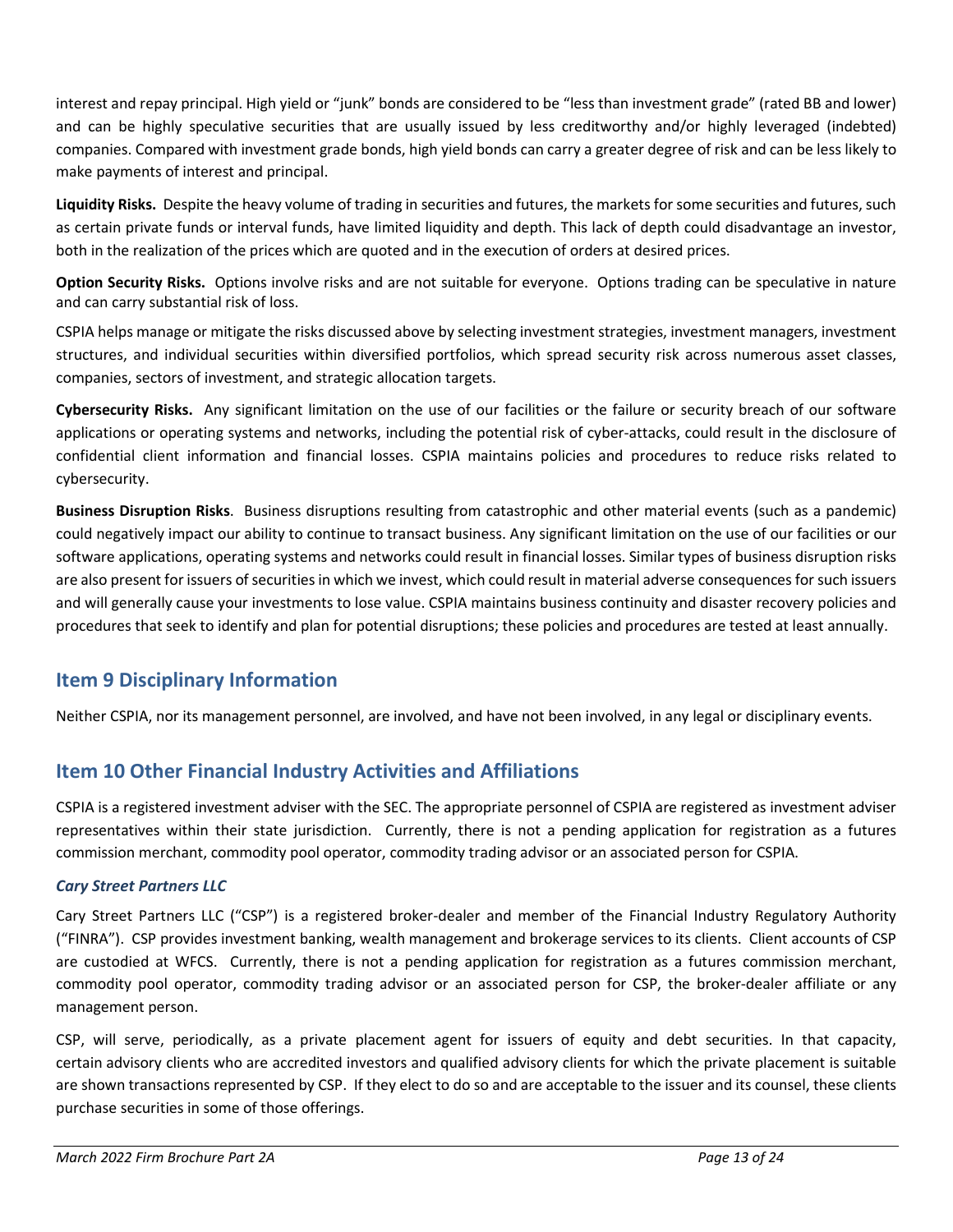interest and repay principal. High yield or "junk" bonds are considered to be "less than investment grade" (rated BB and lower) and can be highly speculative securities that are usually issued by less creditworthy and/or highly leveraged (indebted) companies. Compared with investment grade bonds, high yield bonds can carry a greater degree of risk and can be less likely to make payments of interest and principal.

**Liquidity Risks.** Despite the heavy volume of trading in securities and futures, the markets for some securities and futures, such as certain private funds or interval funds, have limited liquidity and depth. This lack of depth could disadvantage an investor, both in the realization of the prices which are quoted and in the execution of orders at desired prices.

**Option Security Risks.** Options involve risks and are not suitable for everyone. Options trading can be speculative in nature and can carry substantial risk of loss.

CSPIA helps manage or mitigate the risks discussed above by selecting investment strategies, investment managers, investment structures, and individual securities within diversified portfolios, which spread security risk across numerous asset classes, companies, sectors of investment, and strategic allocation targets.

**Cybersecurity Risks.** Any significant limitation on the use of our facilities or the failure or security breach of our software applications or operating systems and networks, including the potential risk of cyber-attacks, could result in the disclosure of confidential client information and financial losses. CSPIA maintains policies and procedures to reduce risks related to cybersecurity.

**Business Disruption Risks**. Business disruptions resulting from catastrophic and other material events (such as a pandemic) could negatively impact our ability to continue to transact business. Any significant limitation on the use of our facilities or our software applications, operating systems and networks could result in financial losses. Similar types of business disruption risks are also present for issuers of securities in which we invest, which could result in material adverse consequences for such issuers and will generally cause your investments to lose value. CSPIA maintains business continuity and disaster recovery policies and procedures that seek to identify and plan for potential disruptions; these policies and procedures are tested at least annually.

## Item 9 Disciplinary Information

Neither CSPIA, nor its management personnel, are involved, and have not been involved, in any legal or disciplinary events.

## Item 10 Other Financial Industry Activities and Affiliations

CSPIA is a registered investment adviser with the SEC. The appropriate personnel of CSPIA are registered as investment adviser representatives within their state jurisdiction. Currently, there is not a pending application for registration as a futures commission merchant, commodity pool operator, commodity trading advisor or an associated person for CSPIA.

### *Cary Street Partners LLC*

Cary Street Partners LLC ("CSP") is a registered broker-dealer and member of the Financial Industry Regulatory Authority ("FINRA"). CSP provides investment banking, wealth management and brokerage services to its clients. Client accounts of CSP are custodied at WFCS. Currently, there is not a pending application for registration as a futures commission merchant, commodity pool operator, commodity trading advisor or an associated person for CSP, the broker-dealer affiliate or any management person.

CSP, will serve, periodically, as a private placement agent for issuers of equity and debt securities. In that capacity, certain advisory clients who are accredited investors and qualified advisory clients for which the private placement is suitable are shown transactions represented by CSP. If they elect to do so and are acceptable to the issuer and its counsel, these clients purchase securities in some of those offerings.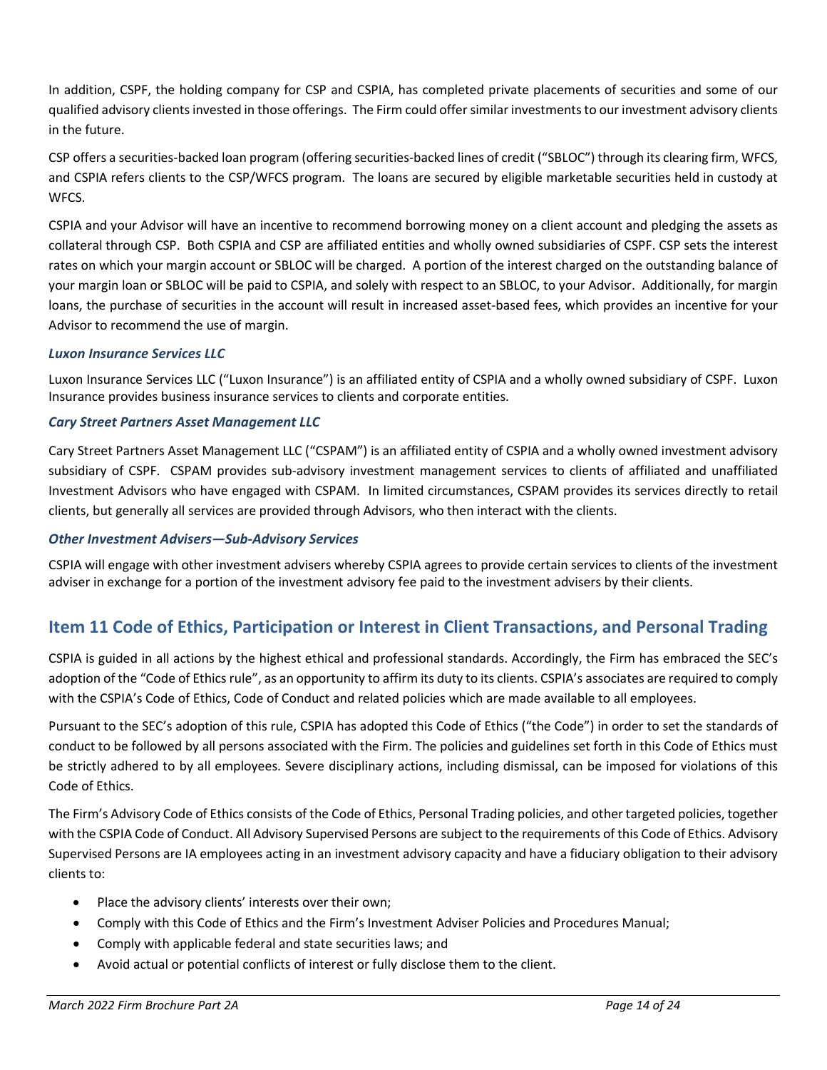In addition, CSPF, the holding company for CSP and CSPIA, has completed private placements of securities and some of our qualified advisory clients invested in those offerings. The Firm could offer similar investments to our investment advisory clients in the future.

CSP offers a securities-backed loan program (offering securities-backed lines of credit ("SBLOC") through its clearing firm, WFCS, and CSPIA refers clients to the CSP/WFCS program. The loans are secured by eligible marketable securities held in custody at WFCS.

CSPIA and your Advisor will have an incentive to recommend borrowing money on a client account and pledging the assets as collateral through CSP. Both CSPIA and CSP are affiliated entities and wholly owned subsidiaries of CSPF. CSP sets the interest rates on which your margin account or SBLOC will be charged. A portion of the interest charged on the outstanding balance of your margin loan or SBLOC will be paid to CSPIA, and solely with respect to an SBLOC, to your Advisor. Additionally, for margin loans, the purchase of securities in the account will result in increased asset-based fees, which provides an incentive for your Advisor to recommend the use of margin.

### *Luxon Insurance Services LLC*

Luxon Insurance Services LLC ("Luxon Insurance") is an affiliated entity of CSPIA and a wholly owned subsidiary of CSPF. Luxon Insurance provides business insurance services to clients and corporate entities.

### *Cary Street Partners Asset Management LLC*

Cary Street Partners Asset Management LLC ("CSPAM") is an affiliated entity of CSPIA and a wholly owned investment advisory subsidiary of CSPF. CSPAM provides sub-advisory investment management services to clients of affiliated and unaffiliated Investment Advisors who have engaged with CSPAM. In limited circumstances, CSPAM provides its services directly to retail clients, but generally all services are provided through Advisors, who then interact with the clients.

### *Other Investment Advisers—Sub-Advisory Services*

CSPIA will engage with other investment advisers whereby CSPIA agrees to provide certain services to clients of the investment adviser in exchange for a portion of the investment advisory fee paid to the investment advisers by their clients.

## Item 11 Code of Ethics, Participation or Interest in Client Transactions, and Personal Trading

CSPIA is guided in all actions by the highest ethical and professional standards. Accordingly, the Firm has embraced the SEC's adoption of the "Code of Ethics rule", as an opportunity to affirm its duty to its clients. CSPIA's associates are required to comply with the CSPIA's Code of Ethics, Code of Conduct and related policies which are made available to all employees.

Pursuant to the SEC's adoption of this rule, CSPIA has adopted this Code of Ethics ("the Code") in order to set the standards of conduct to be followed by all persons associated with the Firm. The policies and guidelines set forth in this Code of Ethics must be strictly adhered to by all employees. Severe disciplinary actions, including dismissal, can be imposed for violations of this Code of Ethics.

The Firm's Advisory Code of Ethics consists of the Code of Ethics, Personal Trading policies, and other targeted policies, together with the CSPIA Code of Conduct. All Advisory Supervised Persons are subject to the requirements of this Code of Ethics. Advisory Supervised Persons are IA employees acting in an investment advisory capacity and have a fiduciary obligation to their advisory clients to:

- Place the advisory clients' interests over their own;
- Comply with this Code of Ethics and the Firm's Investment Adviser Policies and Procedures Manual;
- Comply with applicable federal and state securities laws; and
- Avoid actual or potential conflicts of interest or fully disclose them to the client.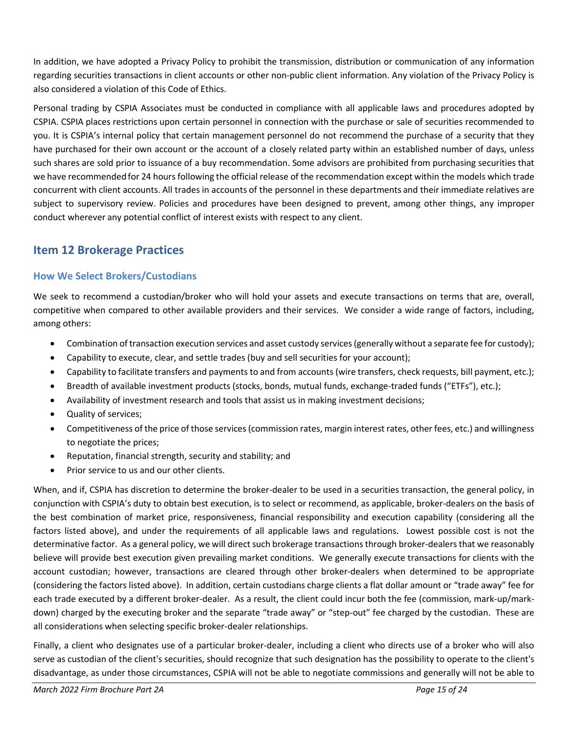In addition, we have adopted a Privacy Policy to prohibit the transmission, distribution or communication of any information regarding securities transactions in client accounts or other non-public client information. Any violation of the Privacy Policy is also considered a violation of this Code of Ethics.

Personal trading by CSPIA Associates must be conducted in compliance with all applicable laws and procedures adopted by CSPIA. CSPIA places restrictions upon certain personnel in connection with the purchase or sale of securities recommended to you. It is CSPIA's internal policy that certain management personnel do not recommend the purchase of a security that they have purchased for their own account or the account of a closely related party within an established number of days, unless such shares are sold prior to issuance of a buy recommendation. Some advisors are prohibited from purchasing securities that we have recommended for 24 hours following the official release of the recommendation except within the models which trade concurrent with client accounts. All trades in accounts of the personnel in these departments and their immediate relatives are subject to supervisory review. Policies and procedures have been designed to prevent, among other things, any improper conduct wherever any potential conflict of interest exists with respect to any client.

## Item 12 Brokerage Practices

### How We Select Brokers/Custodians

We seek to recommend a custodian/broker who will hold your assets and execute transactions on terms that are, overall, competitive when compared to other available providers and their services. We consider a wide range of factors, including, among others:

- Combination of transaction execution services and asset custody services (generally without a separate fee for custody);
- Capability to execute, clear, and settle trades (buy and sell securities for your account);
- Capability to facilitate transfers and payments to and from accounts (wire transfers, check requests, bill payment, etc.);
- Breadth of available investment products (stocks, bonds, mutual funds, exchange-traded funds ("ETFs"), etc.);
- Availability of investment research and tools that assist us in making investment decisions;
- Quality of services;
- Competitiveness of the price of those services (commission rates, margin interest rates, other fees, etc.) and willingness to negotiate the prices;
- Reputation, financial strength, security and stability; and
- Prior service to us and our other clients.

When, and if, CSPIA has discretion to determine the broker-dealer to be used in a securities transaction, the general policy, in conjunction with CSPIA's duty to obtain best execution, is to select or recommend, as applicable, broker-dealers on the basis of the best combination of market price, responsiveness, financial responsibility and execution capability (considering all the factors listed above), and under the requirements of all applicable laws and regulations. Lowest possible cost is not the determinative factor. As a general policy, we will direct such brokerage transactions through broker-dealers that we reasonably believe will provide best execution given prevailing market conditions. We generally execute transactions for clients with the account custodian; however, transactions are cleared through other broker-dealers when determined to be appropriate (considering the factors listed above). In addition, certain custodians charge clients a flat dollar amount or "trade away" fee for each trade executed by a different broker-dealer. As a result, the client could incur both the fee (commission, mark-up/mark-down) charged by the executing broker and the separate "trade away" or "step-out" fee charged by the custodian. These are all considerations when selecting specific broker-dealer relationships.

Finally, a client who designates use of a particular broker-dealer, including a client who directs use of a broker who will also serve as custodian of the client's securities, should recognize that such designation has the possibility to operate to the client's disadvantage, as under those circumstances, CSPIA will not be able to negotiate commissions and generally will not be able to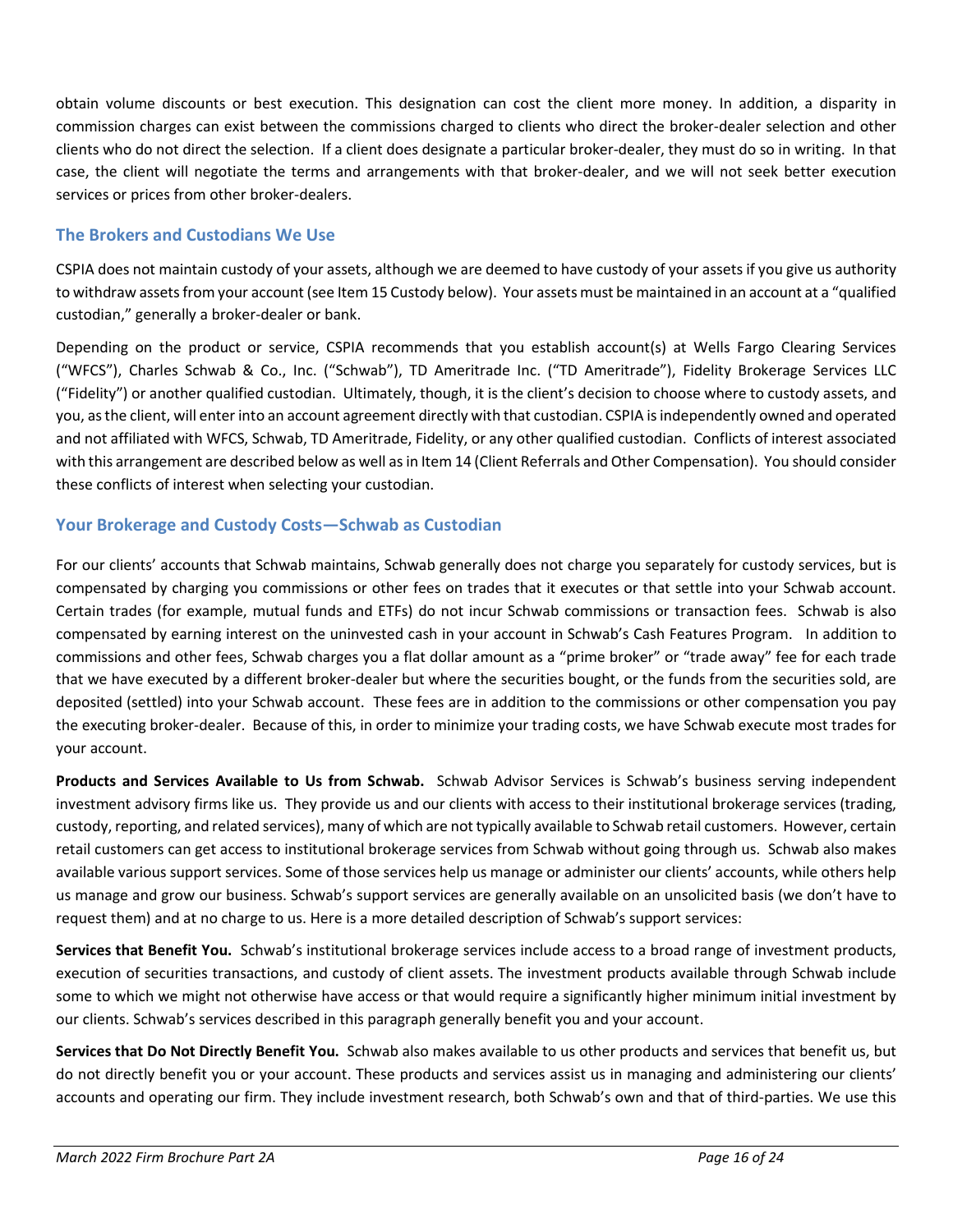obtain volume discounts or best execution. This designation can cost the client more money. In addition, a disparity in commission charges can exist between the commissions charged to clients who direct the broker-dealer selection and other clients who do not direct the selection. If a client does designate a particular broker-dealer, they must do so in writing. In that case, the client will negotiate the terms and arrangements with that broker-dealer, and we will not seek better execution services or prices from other broker-dealers.

## The Brokers and Custodians We Use

CSPIA does not maintain custody of your assets, although we are deemed to have custody of your assets if you give us authority to withdraw assets from your account (see Item 15 Custody below). Your assets must be maintained in an account at a "qualified custodian," generally a broker-dealer or bank.

Depending on the product or service, CSPIA recommends that you establish account(s) at Wells Fargo Clearing Services ("WFCS"), Charles Schwab & Co., Inc. ("Schwab"), TD Ameritrade Inc. ("TD Ameritrade"), Fidelity Brokerage Services LLC ("Fidelity") or another qualified custodian. Ultimately, though, it is the client's decision to choose where to custody assets, and you, as the client, will enter into an account agreement directly with that custodian. CSPIA is independently owned and operated and not affiliated with WFCS, Schwab, TD Ameritrade, Fidelity, or any other qualified custodian. Conflicts of interest associated with this arrangement are described below as well as in Item 14 (Client Referrals and Other Compensation). You should consider these conflicts of interest when selecting your custodian.

## Your Brokerage and Custody Costs—Schwab as Custodian

For our clients' accounts that Schwab maintains, Schwab generally does not charge you separately for custody services, but is compensated by charging you commissions or other fees on trades that it executes or that settle into your Schwab account. Certain trades (for example, mutual funds and ETFs) do not incur Schwab commissions or transaction fees. Schwab is also compensated by earning interest on the uninvested cash in your account in Schwab's Cash Features Program. In addition to commissions and other fees, Schwab charges you a flat dollar amount as a "prime broker" or "trade away" fee for each trade that we have executed by a different broker-dealer but where the securities bought, or the funds from the securities sold, are deposited (settled) into your Schwab account. These fees are in addition to the commissions or other compensation you pay the executing broker-dealer. Because of this, in order to minimize your trading costs, we have Schwab execute most trades for your account.

**Products and Services Available to Us from Schwab.** Schwab Advisor Services is Schwab's business serving independent investment advisory firms like us. They provide us and our clients with access to their institutional brokerage services (trading, custody, reporting, and related services), many of which are not typically available to Schwab retail customers. However, certain retail customers can get access to institutional brokerage services from Schwab without going through us. Schwab also makes available various support services. Some of those services help us manage or administer our clients' accounts, while others help us manage and grow our business. Schwab's support services are generally available on an unsolicited basis (we don't have to request them) and at no charge to us. Here is a more detailed description of Schwab's support services:

**Services that Benefit You.** Schwab's institutional brokerage services include access to a broad range of investment products, execution of securities transactions, and custody of client assets. The investment products available through Schwab include some to which we might not otherwise have access or that would require a significantly higher minimum initial investment by our clients. Schwab's services described in this paragraph generally benefit you and your account.

**Services that Do Not Directly Benefit You.** Schwab also makes available to us other products and services that benefit us, but do not directly benefit you or your account. These products and services assist us in managing and administering our clients' accounts and operating our firm. They include investment research, both Schwab's own and that of third-parties. We use this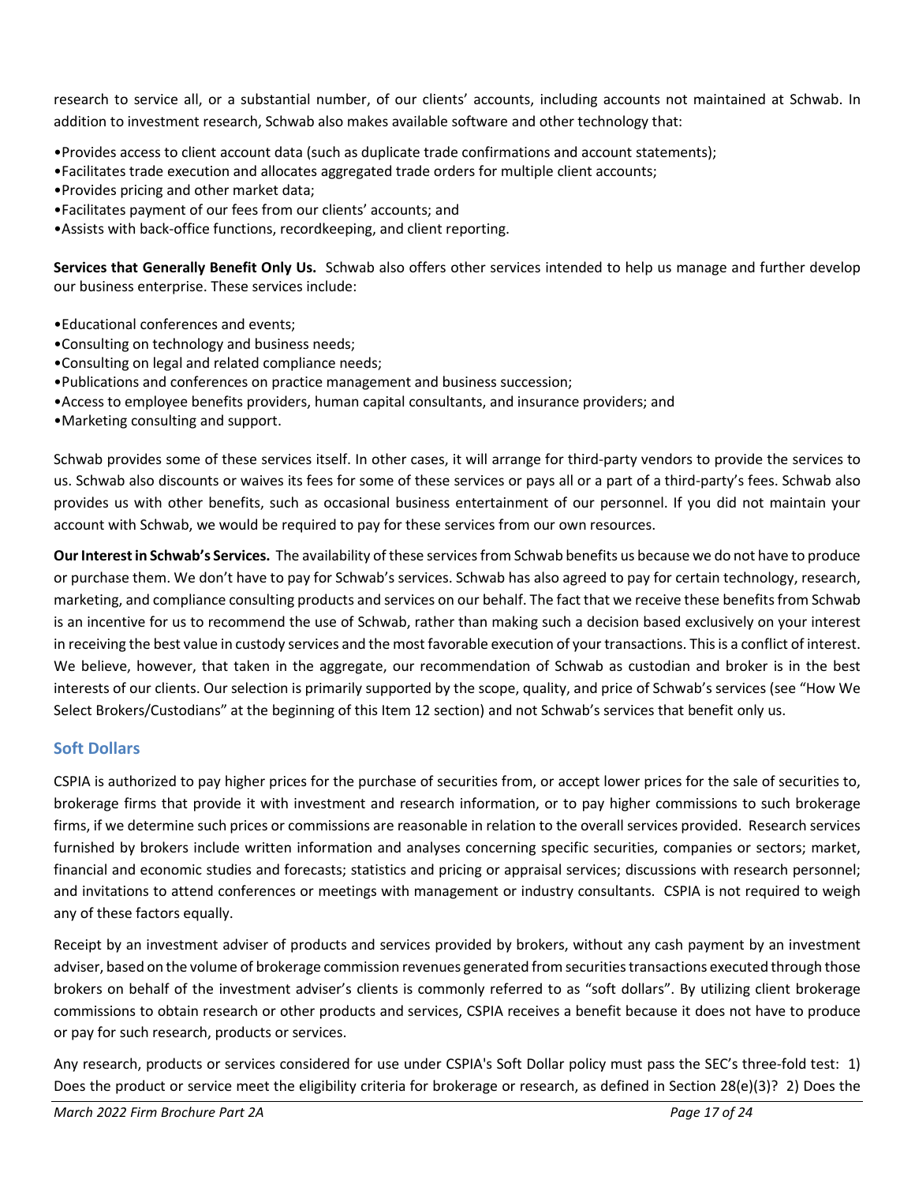research to service all, or a substantial number, of our clients' accounts, including accounts not maintained at Schwab. In addition to investment research, Schwab also makes available software and other technology that:

- Provides access to client account data (such as duplicate trade confirmations and account statements);
- Facilitates trade execution and allocates aggregated trade orders for multiple client accounts;
- Provides pricing and other market data;
- Facilitates payment of our fees from our clients' accounts; and
- Assists with back-office functions, recordkeeping, and client reporting.

**Services that Generally Benefit Only Us.** Schwab also offers other services intended to help us manage and further develop our business enterprise. These services include:

- Educational conferences and events;
- Consulting on technology and business needs;
- Consulting on legal and related compliance needs;
- Publications and conferences on practice management and business succession;
- Access to employee benefits providers, human capital consultants, and insurance providers; and
- Marketing consulting and support.

Schwab provides some of these services itself. In other cases, it will arrange for third-party vendors to provide the services to us. Schwab also discounts or waives its fees for some of these services or pays all or a part of a third-party's fees. Schwab also provides us with other benefits, such as occasional business entertainment of our personnel. If you did not maintain your account with Schwab, we would be required to pay for these services from our own resources.

**Our Interest in Schwab's Services.** The availability of these services from Schwab benefits us because we do not have to produce or purchase them. We don't have to pay for Schwab's services. Schwab has also agreed to pay for certain technology, research, marketing, and compliance consulting products and services on our behalf. The fact that we receive these benefits from Schwab is an incentive for us to recommend the use of Schwab, rather than making such a decision based exclusively on your interest in receiving the best value in custody services and the most favorable execution of your transactions. This is a conflict of interest. We believe, however, that taken in the aggregate, our recommendation of Schwab as custodian and broker is in the best interests of our clients. Our selection is primarily supported by the scope, quality, and price of Schwab's services (see "How We Select Brokers/Custodians" at the beginning of this Item 12 section) and not Schwab's services that benefit only us.

## Soft Dollars

CSPIA is authorized to pay higher prices for the purchase of securities from, or accept lower prices for the sale of securities to, brokerage firms that provide it with investment and research information, or to pay higher commissions to such brokerage firms, if we determine such prices or commissions are reasonable in relation to the overall services provided. Research services furnished by brokers include written information and analyses concerning specific securities, companies or sectors; market, financial and economic studies and forecasts; statistics and pricing or appraisal services; discussions with research personnel; and invitations to attend conferences or meetings with management or industry consultants. CSPIA is not required to weigh any of these factors equally.

Receipt by an investment adviser of products and services provided by brokers, without any cash payment by an investment adviser, based on the volume of brokerage commission revenues generated from securities transactions executed through those brokers on behalf of the investment adviser's clients is commonly referred to as "soft dollars". By utilizing client brokerage commissions to obtain research or other products and services, CSPIA receives a benefit because it does not have to produce or pay for such research, products or services.

Any research, products or services considered for use under CSPIA's Soft Dollar policy must pass the SEC's three-fold test: 1) Does the product or service meet the eligibility criteria for brokerage or research, as defined in Section 28(e)(3)? 2) Does the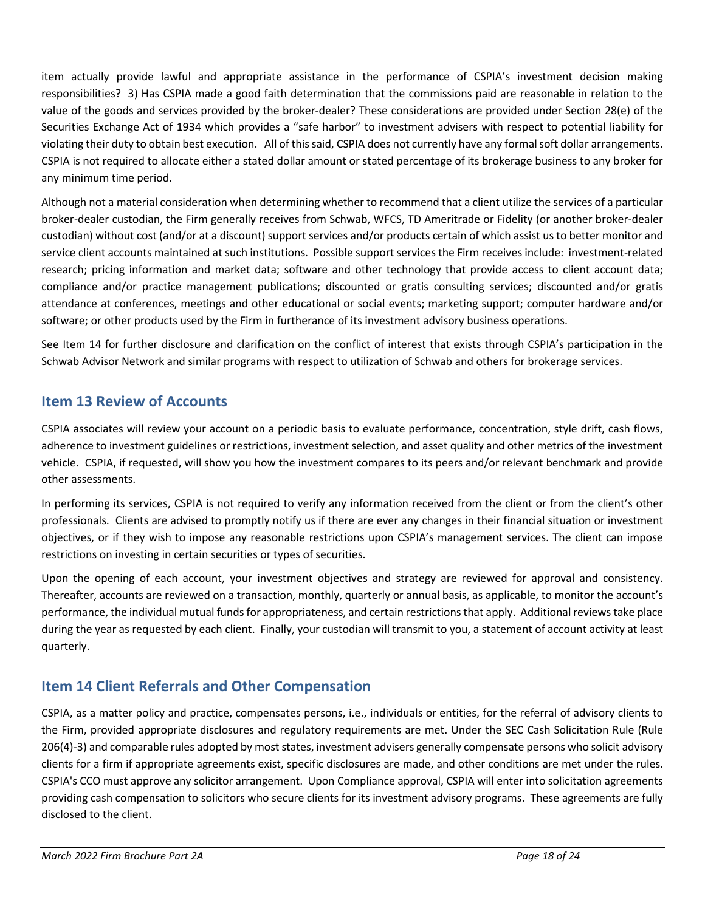item actually provide lawful and appropriate assistance in the performance of CSPIA's investment decision making responsibilities? 3) Has CSPIA made a good faith determination that the commissions paid are reasonable in relation to the value of the goods and services provided by the broker-dealer? These considerations are provided under Section 28(e) of the Securities Exchange Act of 1934 which provides a "safe harbor" to investment advisers with respect to potential liability for violating their duty to obtain best execution. All of this said, CSPIA does not currently have any formal soft dollar arrangements. CSPIA is not required to allocate either a stated dollar amount or stated percentage of its brokerage business to any broker for any minimum time period.

Although not a material consideration when determining whether to recommend that a client utilize the services of a particular broker-dealer custodian, the Firm generally receives from Schwab, WFCS, TD Ameritrade or Fidelity (or another broker-dealer custodian) without cost (and/or at a discount) support services and/or products certain of which assist us to better monitor and service client accounts maintained at such institutions. Possible support services the Firm receives include: investment-related research; pricing information and market data; software and other technology that provide access to client account data; compliance and/or practice management publications; discounted or gratis consulting services; discounted and/or gratis attendance at conferences, meetings and other educational or social events; marketing support; computer hardware and/or software; or other products used by the Firm in furtherance of its investment advisory business operations.

See Item 14 for further disclosure and clarification on the conflict of interest that exists through CSPIA's participation in the Schwab Advisor Network and similar programs with respect to utilization of Schwab and others for brokerage services.

## Item 13 Review of Accounts

CSPIA associates will review your account on a periodic basis to evaluate performance, concentration, style drift, cash flows, adherence to investment guidelines or restrictions, investment selection, and asset quality and other metrics of the investment vehicle. CSPIA, if requested, will show you how the investment compares to its peers and/or relevant benchmark and provide other assessments.

In performing its services, CSPIA is not required to verify any information received from the client or from the client's other professionals. Clients are advised to promptly notify us if there are ever any changes in their financial situation or investment objectives, or if they wish to impose any reasonable restrictions upon CSPIA's management services. The client can impose restrictions on investing in certain securities or types of securities.

Upon the opening of each account, your investment objectives and strategy are reviewed for approval and consistency. Thereafter, accounts are reviewed on a transaction, monthly, quarterly or annual basis, as applicable, to monitor the account's performance, the individual mutual funds for appropriateness, and certain restrictions that apply. Additional reviews take place during the year as requested by each client. Finally, your custodian will transmit to you, a statement of account activity at least quarterly.

## Item 14 Client Referrals and Other Compensation

CSPIA, as a matter policy and practice, compensates persons, i.e., individuals or entities, for the referral of advisory clients to the Firm, provided appropriate disclosures and regulatory requirements are met. Under the SEC Cash Solicitation Rule (Rule 206(4)-3) and comparable rules adopted by most states, investment advisers generally compensate persons who solicit advisory clients for a firm if appropriate agreements exist, specific disclosures are made, and other conditions are met under the rules. CSPIA's CCO must approve any solicitor arrangement. Upon Compliance approval, CSPIA will enter into solicitation agreements providing cash compensation to solicitors who secure clients for its investment advisory programs. These agreements are fully disclosed to the client.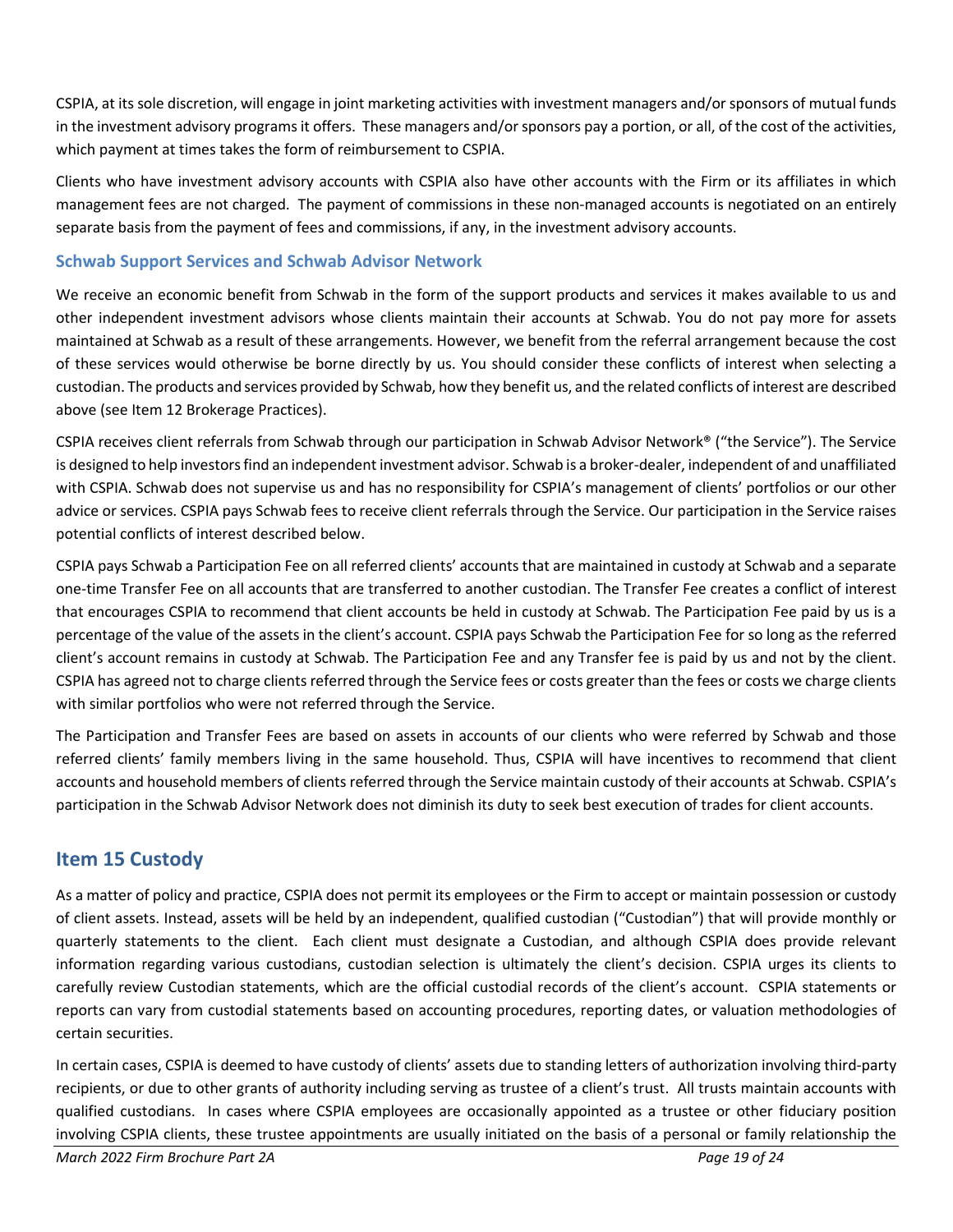CSPIA, at its sole discretion, will engage in joint marketing activities with investment managers and/or sponsors of mutual funds in the investment advisory programs it offers. These managers and/or sponsors pay a portion, or all, of the cost of the activities, which payment at times takes the form of reimbursement to CSPIA.

Clients who have investment advisory accounts with CSPIA also have other accounts with the Firm or its affiliates in which management fees are not charged. The payment of commissions in these non-managed accounts is negotiated on an entirely separate basis from the payment of fees and commissions, if any, in the investment advisory accounts.

### Schwab Support Services and Schwab Advisor Network

We receive an economic benefit from Schwab in the form of the support products and services it makes available to us and other independent investment advisors whose clients maintain their accounts at Schwab. You do not pay more for assets maintained at Schwab as a result of these arrangements. However, we benefit from the referral arrangement because the cost of these services would otherwise be borne directly by us. You should consider these conflicts of interest when selecting a custodian. The products and services provided by Schwab, how they benefit us, and the related conflicts of interest are described above (see Item 12 Brokerage Practices).

CSPIA receives client referrals from Schwab through our participation in Schwab Advisor Network® ("the Service"). The Service is designed to help investors find an independent investment advisor. Schwab is a broker-dealer, independent of and unaffiliated with CSPIA. Schwab does not supervise us and has no responsibility for CSPIA's management of clients' portfolios or our other advice or services. CSPIA pays Schwab fees to receive client referrals through the Service. Our participation in the Service raises potential conflicts of interest described below.

CSPIA pays Schwab a Participation Fee on all referred clients' accounts that are maintained in custody at Schwab and a separate one-time Transfer Fee on all accounts that are transferred to another custodian. The Transfer Fee creates a conflict of interest that encourages CSPIA to recommend that client accounts be held in custody at Schwab. The Participation Fee paid by us is a percentage of the value of the assets in the client's account. CSPIA pays Schwab the Participation Fee for so long as the referred client's account remains in custody at Schwab. The Participation Fee and any Transfer fee is paid by us and not by the client. CSPIA has agreed not to charge clients referred through the Service fees or costs greater than the fees or costs we charge clients with similar portfolios who were not referred through the Service.

The Participation and Transfer Fees are based on assets in accounts of our clients who were referred by Schwab and those referred clients' family members living in the same household. Thus, CSPIA will have incentives to recommend that client accounts and household members of clients referred through the Service maintain custody of their accounts at Schwab. CSPIA's participation in the Schwab Advisor Network does not diminish its duty to seek best execution of trades for client accounts.

## Item 15 Custody

As a matter of policy and practice, CSPIA does not permit its employees or the Firm to accept or maintain possession or custody of client assets. Instead, assets will be held by an independent, qualified custodian ("Custodian") that will provide monthly or quarterly statements to the client. Each client must designate a Custodian, and although CSPIA does provide relevant information regarding various custodians, custodian selection is ultimately the client's decision. CSPIA urges its clients to carefully review Custodian statements, which are the official custodial records of the client's account. CSPIA statements or reports can vary from custodial statements based on accounting procedures, reporting dates, or valuation methodologies of certain securities.

In certain cases, CSPIA is deemed to have custody of clients' assets due to standing letters of authorization involving third-party recipients, or due to other grants of authority including serving as trustee of a client's trust. All trusts maintain accounts with qualified custodians. In cases where CSPIA employees are occasionally appointed as a trustee or other fiduciary position involving CSPIA clients, these trustee appointments are usually initiated on the basis of a personal or family relationship the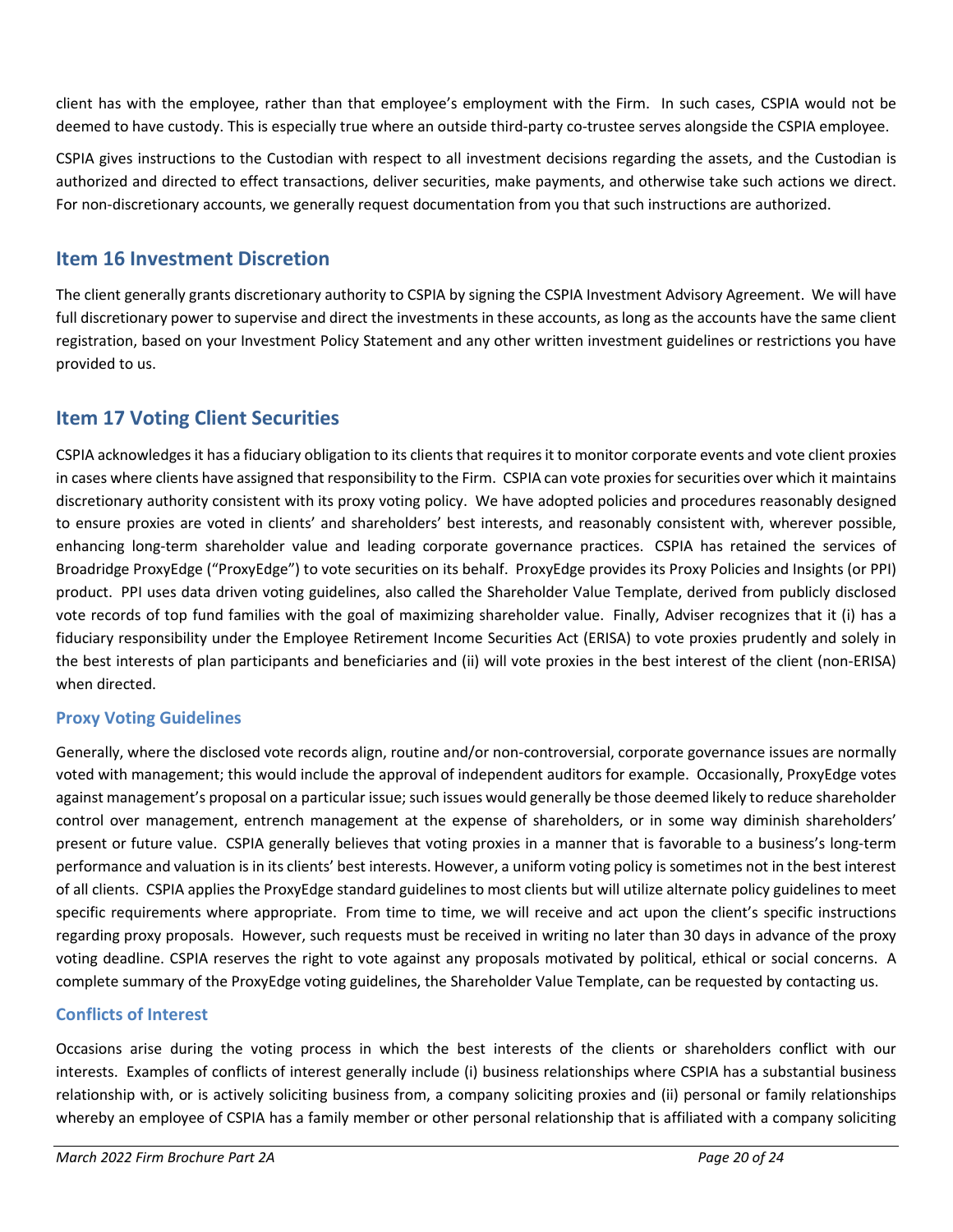client has with the employee, rather than that employee's employment with the Firm. In such cases, CSPIA would not be deemed to have custody. This is especially true where an outside third-party co-trustee serves alongside the CSPIA employee.

CSPIA gives instructions to the Custodian with respect to all investment decisions regarding the assets, and the Custodian is authorized and directed to effect transactions, deliver securities, make payments, and otherwise take such actions we direct. For non-discretionary accounts, we generally request documentation from you that such instructions are authorized.

## Item 16 Investment Discretion

The client generally grants discretionary authority to CSPIA by signing the CSPIA Investment Advisory Agreement. We will have full discretionary power to supervise and direct the investments in these accounts, as long as the accounts have the same client registration, based on your Investment Policy Statement and any other written investment guidelines or restrictions you have provided to us.

## Item 17 Voting Client Securities

CSPIA acknowledges it has a fiduciary obligation to its clients that requires it to monitor corporate events and vote client proxies in cases where clients have assigned that responsibility to the Firm. CSPIA can vote proxies for securities over which it maintains discretionary authority consistent with its proxy voting policy. We have adopted policies and procedures reasonably designed to ensure proxies are voted in clients' and shareholders' best interests, and reasonably consistent with, wherever possible, enhancing long-term shareholder value and leading corporate governance practices. CSPIA has retained the services of Broadridge ProxyEdge ("ProxyEdge") to vote securities on its behalf. ProxyEdge provides its Proxy Policies and Insights (or PPI) product. PPI uses data driven voting guidelines, also called the Shareholder Value Template, derived from publicly disclosed vote records of top fund families with the goal of maximizing shareholder value. Finally, Adviser recognizes that it (i) has a fiduciary responsibility under the Employee Retirement Income Securities Act (ERISA) to vote proxies prudently and solely in the best interests of plan participants and beneficiaries and (ii) will vote proxies in the best interest of the client (non-ERISA) when directed.

### Proxy Voting Guidelines

Generally, where the disclosed vote records align, routine and/or non-controversial, corporate governance issues are normally voted with management; this would include the approval of independent auditors for example. Occasionally, ProxyEdge votes against management's proposal on a particular issue; such issues would generally be those deemed likely to reduce shareholder control over management, entrench management at the expense of shareholders, or in some way diminish shareholders' present or future value. CSPIA generally believes that voting proxies in a manner that is favorable to a business's long-term performance and valuation is in its clients' best interests. However, a uniform voting policy is sometimes not in the best interest of all clients. CSPIA applies the ProxyEdge standard guidelines to most clients but will utilize alternate policy guidelines to meet specific requirements where appropriate. From time to time, we will receive and act upon the client's specific instructions regarding proxy proposals. However, such requests must be received in writing no later than 30 days in advance of the proxy voting deadline. CSPIA reserves the right to vote against any proposals motivated by political, ethical or social concerns. A complete summary of the ProxyEdge voting guidelines, the Shareholder Value Template, can be requested by contacting us.

### Conflicts of Interest

Occasions arise during the voting process in which the best interests of the clients or shareholders conflict with our interests. Examples of conflicts of interest generally include (i) business relationships where CSPIA has a substantial business relationship with, or is actively soliciting business from, a company soliciting proxies and (ii) personal or family relationships whereby an employee of CSPIA has a family member or other personal relationship that is affiliated with a company soliciting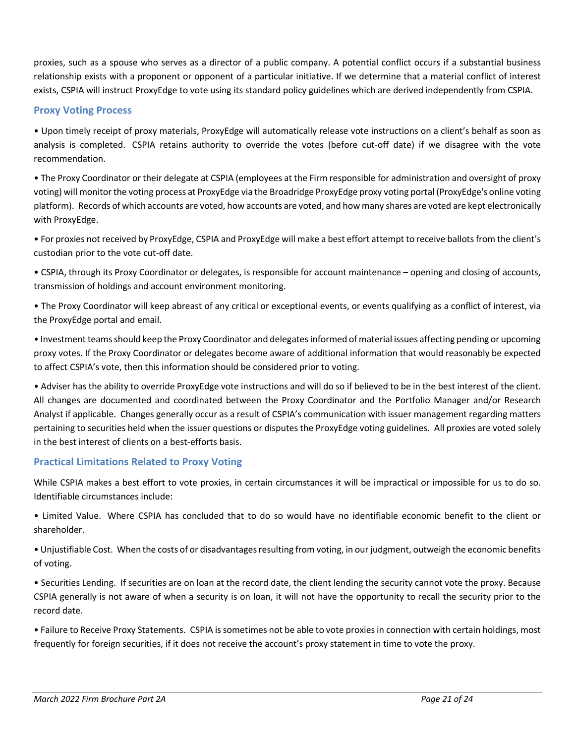proxies, such as a spouse who serves as a director of a public company. A potential conflict occurs if a substantial business relationship exists with a proponent or opponent of a particular initiative. If we determine that a material conflict of interest exists, CSPIA will instruct ProxyEdge to vote using its standard policy guidelines which are derived independently from CSPIA.

## Proxy Voting Process

• Upon timely receipt of proxy materials, ProxyEdge will automatically release vote instructions on a client's behalf as soon as analysis is completed. CSPIA retains authority to override the votes (before cut-off date) if we disagree with the vote recommendation.

• The Proxy Coordinator or their delegate at CSPIA (employees at the Firm responsible for administration and oversight of proxy voting) will monitor the voting process at ProxyEdge via the Broadridge ProxyEdge proxy voting portal (ProxyEdge's online voting platform). Records of which accounts are voted, how accounts are voted, and how many shares are voted are kept electronically with ProxyEdge.

• For proxies not received by ProxyEdge, CSPIA and ProxyEdge will make a best effort attempt to receive ballots from the client's custodian prior to the vote cut-off date.

• CSPIA, through its Proxy Coordinator or delegates, is responsible for account maintenance – opening and closing of accounts, transmission of holdings and account environment monitoring.

• The Proxy Coordinator will keep abreast of any critical or exceptional events, or events qualifying as a conflict of interest, via the ProxyEdge portal and email.

• Investment teams should keep the Proxy Coordinator and delegates informed of material issues affecting pending or upcoming proxy votes. If the Proxy Coordinator or delegates become aware of additional information that would reasonably be expected to affect CSPIA's vote, then this information should be considered prior to voting.

• Adviser has the ability to override ProxyEdge vote instructions and will do so if believed to be in the best interest of the client. All changes are documented and coordinated between the Proxy Coordinator and the Portfolio Manager and/or Research Analyst if applicable. Changes generally occur as a result of CSPIA's communication with issuer management regarding matters pertaining to securities held when the issuer questions or disputes the ProxyEdge voting guidelines. All proxies are voted solely in the best interest of clients on a best-efforts basis.

## Practical Limitations Related to Proxy Voting

While CSPIA makes a best effort to vote proxies, in certain circumstances it will be impractical or impossible for us to do so. Identifiable circumstances include:

• Limited Value. Where CSPIA has concluded that to do so would have no identifiable economic benefit to the client or shareholder.

• Unjustifiable Cost. When the costs of or disadvantages resulting from voting, in our judgment, outweigh the economic benefits of voting.

• Securities Lending. If securities are on loan at the record date, the client lending the security cannot vote the proxy. Because CSPIA generally is not aware of when a security is on loan, it will not have the opportunity to recall the security prior to the record date.

• Failure to Receive Proxy Statements. CSPIA is sometimes not be able to vote proxies in connection with certain holdings, most frequently for foreign securities, if it does not receive the account's proxy statement in time to vote the proxy.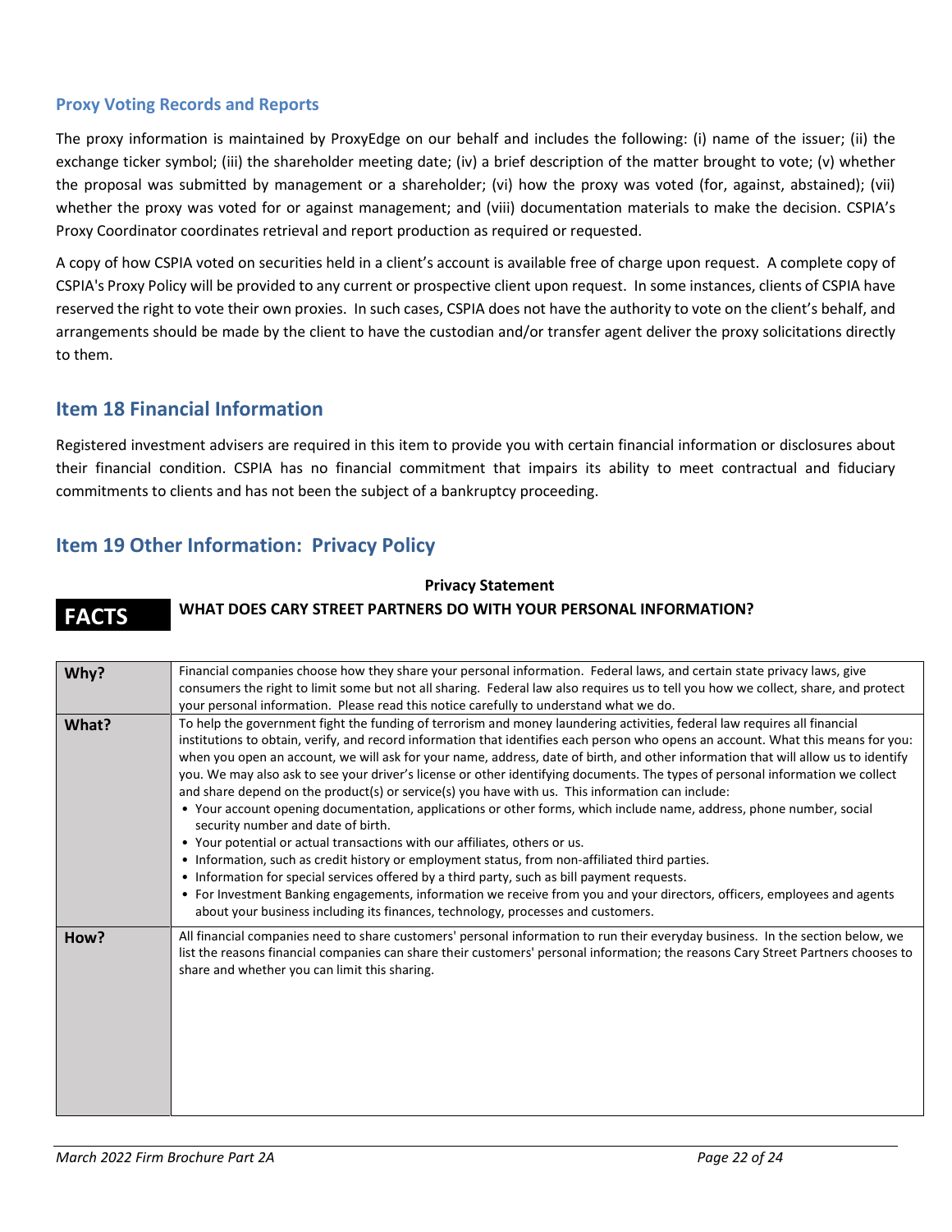### Proxy Voting Records and Reports

The proxy information is maintained by ProxyEdge on our behalf and includes the following: (i) name of the issuer; (ii) the exchange ticker symbol; (iii) the shareholder meeting date; (iv) a brief description of the matter brought to vote; (v) whether the proposal was submitted by management or a shareholder; (vi) how the proxy was voted (for, against, abstained); (vii) whether the proxy was voted for or against management; and (viii) documentation materials to make the decision. CSPIA's Proxy Coordinator coordinates retrieval and report production as required or requested.

A copy of how CSPIA voted on securities held in a client's account is available free of charge upon request. A complete copy of CSPIA's Proxy Policy will be provided to any current or prospective client upon request. In some instances, clients of CSPIA have reserved the right to vote their own proxies. In such cases, CSPIA does not have the authority to vote on the client's behalf, and arrangements should be made by the client to have the custodian and/or transfer agent deliver the proxy solicitations directly to them.

## Item 18 Financial Information

Registered investment advisers are required in this item to provide you with certain financial information or disclosures about their financial condition. CSPIA has no financial commitment that impairs its ability to meet contractual and fiduciary commitments to clients and has not been the subject of a bankruptcy proceeding.

## Item 19 Other Information: Privacy Policy

**Privacy Statement**

**FACTS** **WHAT DOES CARY STREET PARTNERS DO WITH YOUR PERSONAL INFORMATION?**

| | |
|---|---|
| **Why?** | Financial companies choose how they share your personal information. Federal laws, and certain state privacy laws, give consumers the right to limit some but not all sharing. Federal law also requires us to tell you how we collect, share, and protect your personal information. Please read this notice carefully to understand what we do. |
| **What?** | To help the government fight the funding of terrorism and money laundering activities, federal law requires all financial institutions to obtain, verify, and record information that identifies each person who opens an account. What this means for you: when you open an account, we will ask for your name, address, date of birth, and other information that will allow us to identify you. We may also ask to see your driver's license or other identifying documents. The types of personal information we collect and share depend on the product(s) or service(s) you have with us. This information can include:<br>• Your account opening documentation, applications or other forms, which include name, address, phone number, social security number and date of birth.<br>• Your potential or actual transactions with our affiliates, others or us.<br>• Information, such as credit history or employment status, from non-affiliated third parties.<br>• Information for special services offered by a third party, such as bill payment requests.<br>• For Investment Banking engagements, information we receive from you and your directors, officers, employees and agents about your business including its finances, technology, processes and customers. |
| **How?** | All financial companies need to share customers' personal information to run their everyday business. In the section below, we list the reasons financial companies can share their customers' personal information; the reasons Cary Street Partners chooses to share and whether you can limit this sharing. |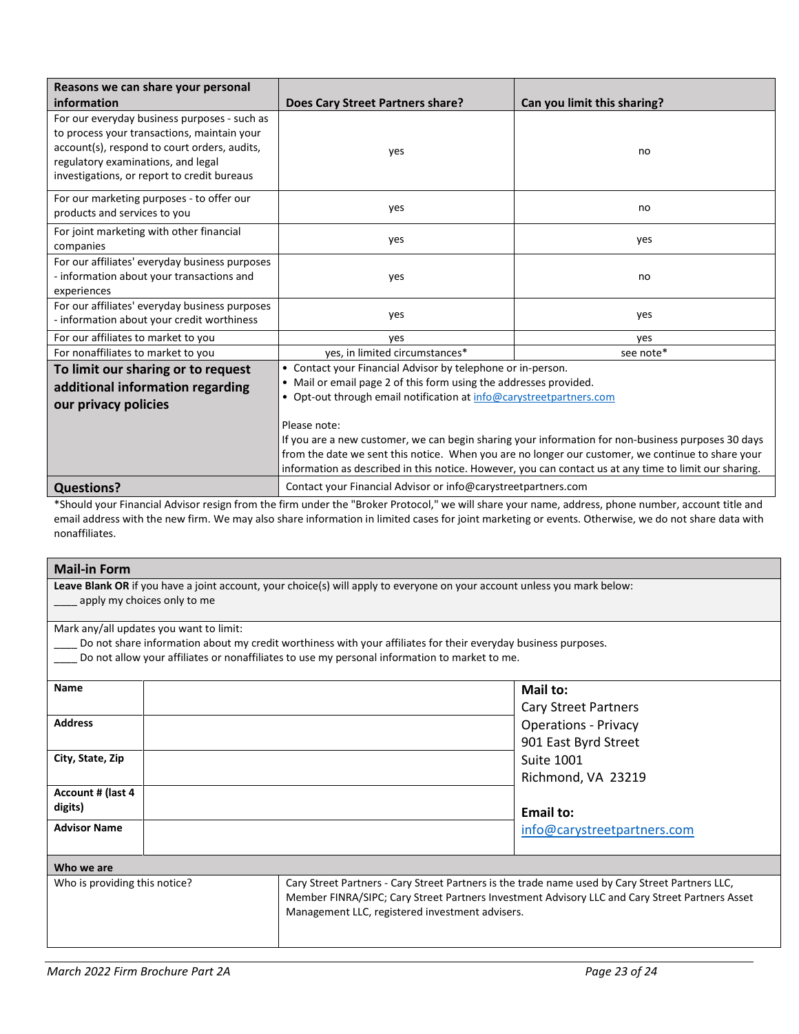| Reasons we can share your personal information | Does Cary Street Partners share? | Can you limit this sharing? |
|---|---|---|
| For our everyday business purposes - such as to process your transactions, maintain your account(s), respond to court orders, audits, regulatory examinations, and legal investigations, or report to credit bureaus | yes | no |
| For our marketing purposes - to offer our products and services to you | yes | no |
| For joint marketing with other financial companies | yes | yes |
| For our affiliates' everyday business purposes - information about your transactions and experiences | yes | no |
| For our affiliates' everyday business purposes - information about your credit worthiness | yes | yes |
| For our affiliates to market to you | yes | yes |
| For nonaffiliates to market to you | yes, in limited circumstances* | see note* |
| **To limit our sharing or to request additional information regarding our privacy policies** | • Contact your Financial Advisor by telephone or in-person.<br>• Mail or email page 2 of this form using the addresses provided.<br>• Opt-out through email notification at info@carystreetpartners.com<br><br>Please note:<br>If you are a new customer, we can begin sharing your information for non-business purposes 30 days from the date we sent this notice. When you are no longer our customer, we continue to share your information as described in this notice. However, you can contact us at any time to limit our sharing. | |
| **Questions?** | Contact your Financial Advisor or info@carystreetpartners.com | |

*Should your Financial Advisor resign from the firm under the "Broker Protocol," we will share your name, address, phone number, account title and email address with the new firm. We may also share information in limited cases for joint marketing or events. Otherwise, we do not share data with nonaffiliates.

## Mail-in Form

**Leave Blank OR** if you have a joint account, your choice(s) will apply to everyone on your account unless you mark below:
____ apply my choices only to me

Mark any/all updates you want to limit:
____ Do not share information about my credit worthiness with your affiliates for their everyday business purposes.
____ Do not allow your affiliates or nonaffiliates to use my personal information to market to me.

| | | |
|---|---|---|
| **Name** | | **Mail to:**<br>Cary Street Partners<br>Operations - Privacy<br>901 East Byrd Street<br>Suite 1001<br>Richmond, VA 23219<br><br>**Email to:**<br>info@carystreetpartners.com |
| **Address** | | |
| **City, State, Zip** | | |
| **Account # (last 4 digits)** | | |
| **Advisor Name** | | |

**Who we are**

| | |
|---|---|
| Who is providing this notice? | Cary Street Partners - Cary Street Partners is the trade name used by Cary Street Partners LLC, Member FINRA/SIPC; Cary Street Partners Investment Advisory LLC and Cary Street Partners Asset Management LLC, registered investment advisers. |

*March 2022 Firm Brochure Part 2A*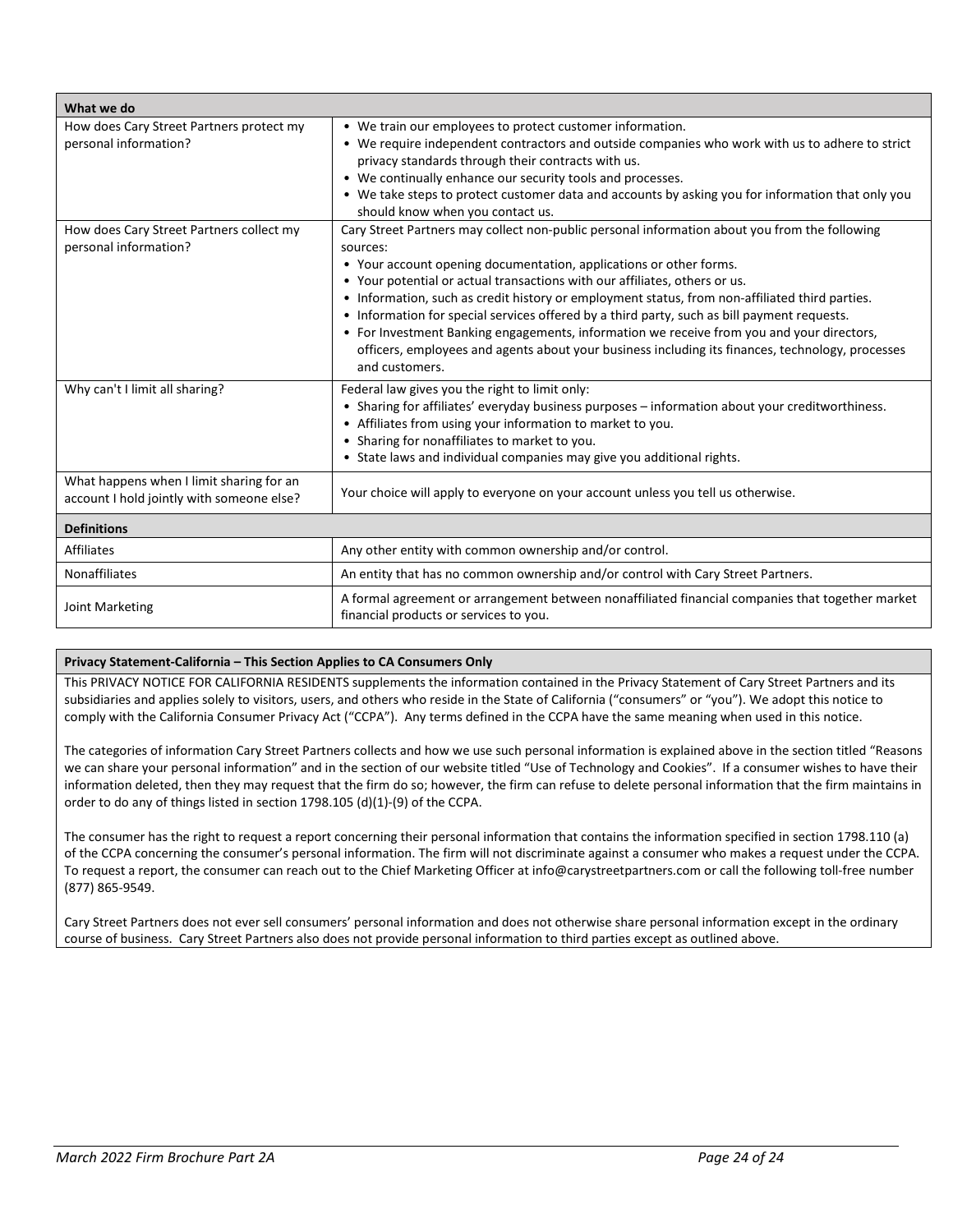| What we do | |
|---|---|
| How does Cary Street Partners protect my personal information? | • We train our employees to protect customer information.<br>• We require independent contractors and outside companies who work with us to adhere to strict privacy standards through their contracts with us.<br>• We continually enhance our security tools and processes.<br>• We take steps to protect customer data and accounts by asking you for information that only you should know when you contact us. |
| How does Cary Street Partners collect my personal information? | Cary Street Partners may collect non-public personal information about you from the following sources:<br>• Your account opening documentation, applications or other forms.<br>• Your potential or actual transactions with our affiliates, others or us.<br>• Information, such as credit history or employment status, from non-affiliated third parties.<br>• Information for special services offered by a third party, such as bill payment requests.<br>• For Investment Banking engagements, information we receive from you and your directors, officers, employees and agents about your business including its finances, technology, processes and customers. |
| Why can't I limit all sharing? | Federal law gives you the right to limit only:<br>• Sharing for affiliates' everyday business purposes – information about your creditworthiness.<br>• Affiliates from using your information to market to you.<br>• Sharing for nonaffiliates to market to you.<br>• State laws and individual companies may give you additional rights. |
| What happens when I limit sharing for an account I hold jointly with someone else? | Your choice will apply to everyone on your account unless you tell us otherwise. |
| **Definitions** | |
| Affiliates | Any other entity with common ownership and/or control. |
| Nonaffiliates | An entity that has no common ownership and/or control with Cary Street Partners. |
| Joint Marketing | A formal agreement or arrangement between nonaffiliated financial companies that together market financial products or services to you. |

**Privacy Statement-California – This Section Applies to CA Consumers Only**

This PRIVACY NOTICE FOR CALIFORNIA RESIDENTS supplements the information contained in the Privacy Statement of Cary Street Partners and its subsidiaries and applies solely to visitors, users, and others who reside in the State of California ("consumers" or "you"). We adopt this notice to comply with the California Consumer Privacy Act ("CCPA"). Any terms defined in the CCPA have the same meaning when used in this notice.

The categories of information Cary Street Partners collects and how we use such personal information is explained above in the section titled "Reasons we can share your personal information" and in the section of our website titled "Use of Technology and Cookies". If a consumer wishes to have their information deleted, then they may request that the firm do so; however, the firm can refuse to delete personal information that the firm maintains in order to do any of things listed in section 1798.105 (d)(1)-(9) of the CCPA.

The consumer has the right to request a report concerning their personal information that contains the information specified in section 1798.110 (a) of the CCPA concerning the consumer's personal information. The firm will not discriminate against a consumer who makes a request under the CCPA. To request a report, the consumer can reach out to the Chief Marketing Officer at info@carystreetpartners.com or call the following toll-free number (877) 865-9549.

Cary Street Partners does not ever sell consumers' personal information and does not otherwise share personal information except in the ordinary course of business. Cary Street Partners also does not provide personal information to third parties except as outlined above.